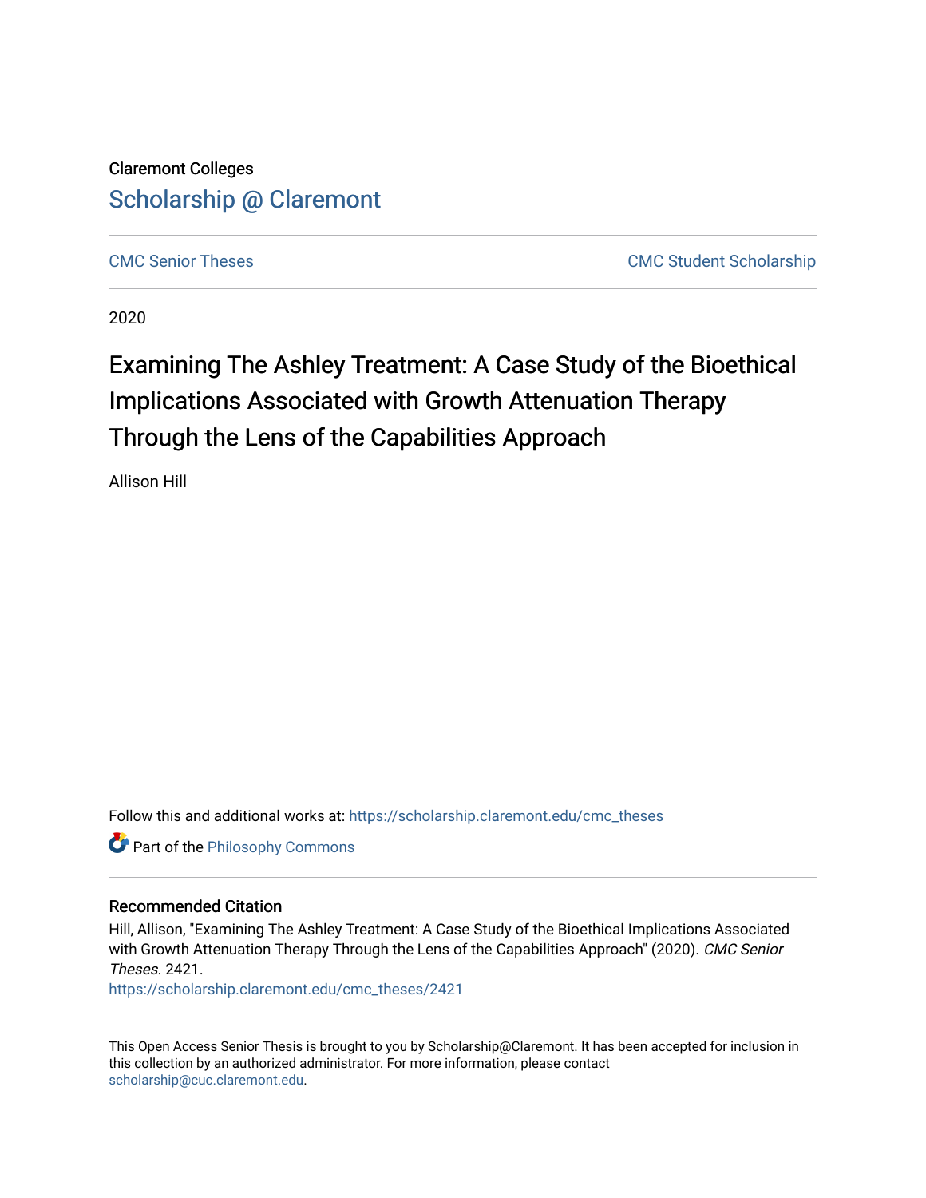Claremont Colleges

Scholarship @ Claremont

CMC Senior Theses

CMC Student Scholarship

2020

# Examining The Ashley Treatment: A Case Study of the Bioethical Implications Associated with Growth Attenuation Therapy Through the Lens of the Capabilities Approach

Allison Hill

Follow this and additional works at: https://scholarship.claremont.edu/cmc_theses

Part of the Philosophy Commons

## Recommended Citation

Hill, Allison, "Examining The Ashley Treatment: A Case Study of the Bioethical Implications Associated with Growth Attenuation Therapy Through the Lens of the Capabilities Approach" (2020). *CMC Senior Theses*. 2421.
https://scholarship.claremont.edu/cmc_theses/2421

This Open Access Senior Thesis is brought to you by Scholarship@Claremont. It has been accepted for inclusion in this collection by an authorized administrator. For more information, please contact scholarship@cuc.claremont.edu.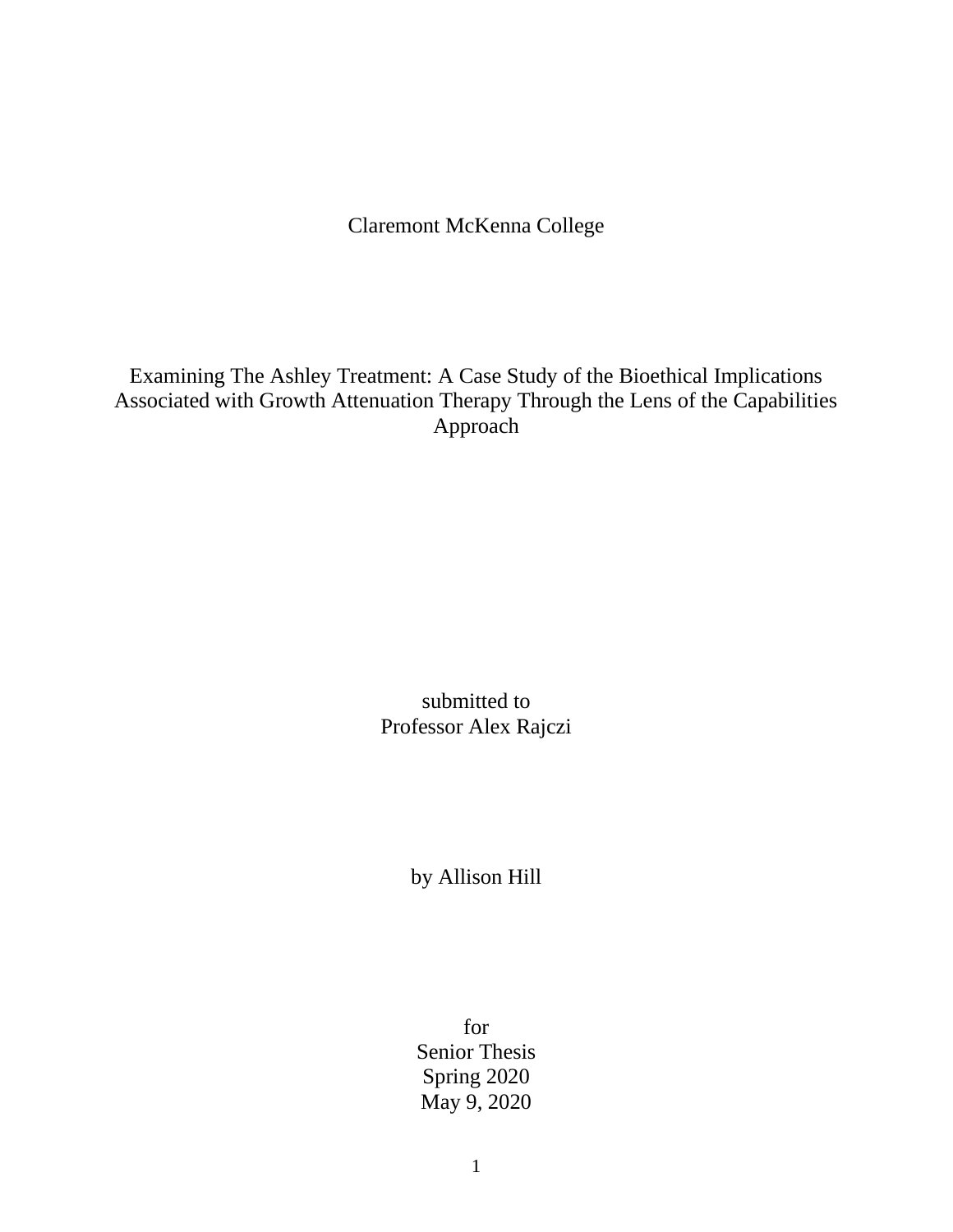Claremont McKenna College

# Examining The Ashley Treatment: A Case Study of the Bioethical Implications Associated with Growth Attenuation Therapy Through the Lens of the Capabilities Approach

submitted to
Professor Alex Rajczi

by Allison Hill

for
Senior Thesis
Spring 2020
May 9, 2020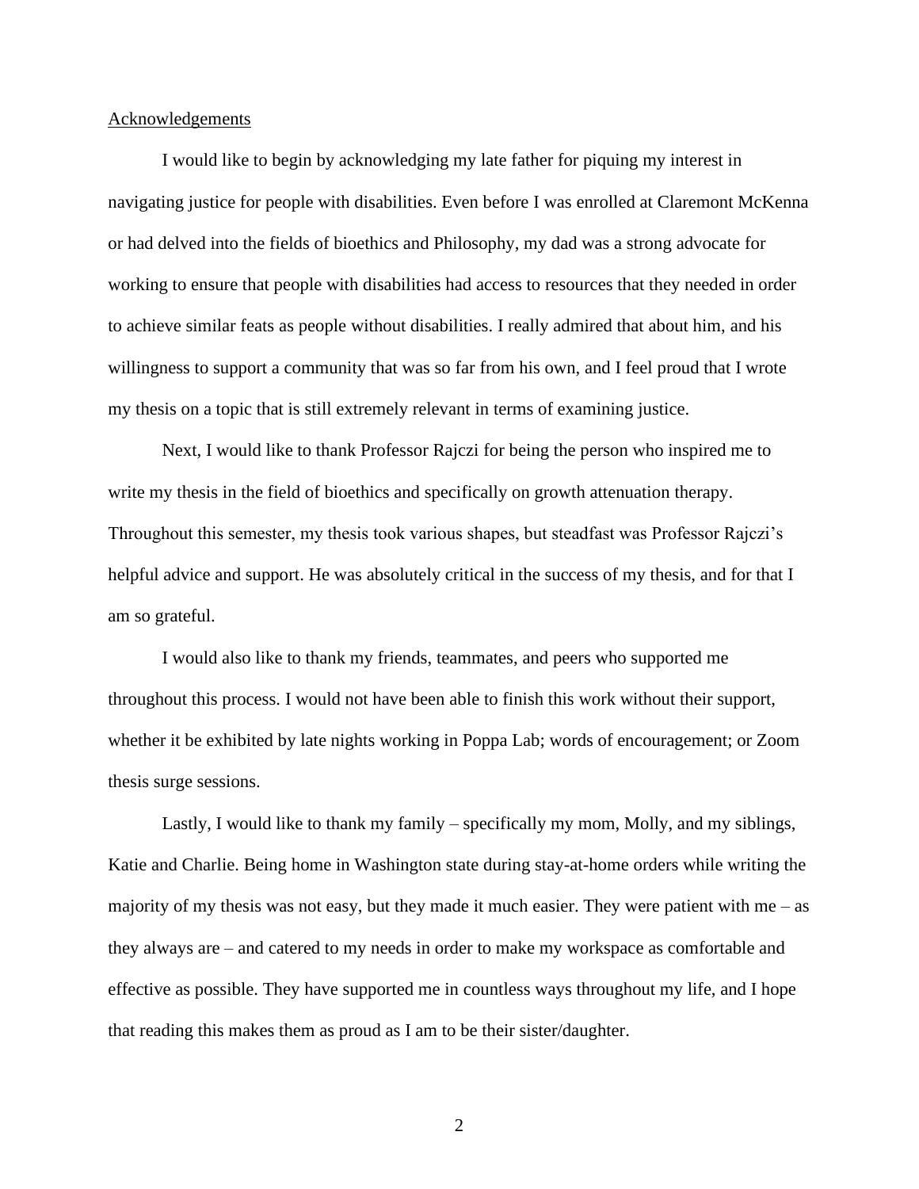## Acknowledgements

I would like to begin by acknowledging my late father for piquing my interest in navigating justice for people with disabilities. Even before I was enrolled at Claremont McKenna or had delved into the fields of bioethics and Philosophy, my dad was a strong advocate for working to ensure that people with disabilities had access to resources that they needed in order to achieve similar feats as people without disabilities. I really admired that about him, and his willingness to support a community that was so far from his own, and I feel proud that I wrote my thesis on a topic that is still extremely relevant in terms of examining justice.

Next, I would like to thank Professor Rajczi for being the person who inspired me to write my thesis in the field of bioethics and specifically on growth attenuation therapy. Throughout this semester, my thesis took various shapes, but steadfast was Professor Rajczi's helpful advice and support. He was absolutely critical in the success of my thesis, and for that I am so grateful.

I would also like to thank my friends, teammates, and peers who supported me throughout this process. I would not have been able to finish this work without their support, whether it be exhibited by late nights working in Poppa Lab; words of encouragement; or Zoom thesis surge sessions.

Lastly, I would like to thank my family – specifically my mom, Molly, and my siblings, Katie and Charlie. Being home in Washington state during stay-at-home orders while writing the majority of my thesis was not easy, but they made it much easier. They were patient with me – as they always are – and catered to my needs in order to make my workspace as comfortable and effective as possible. They have supported me in countless ways throughout my life, and I hope that reading this makes them as proud as I am to be their sister/daughter.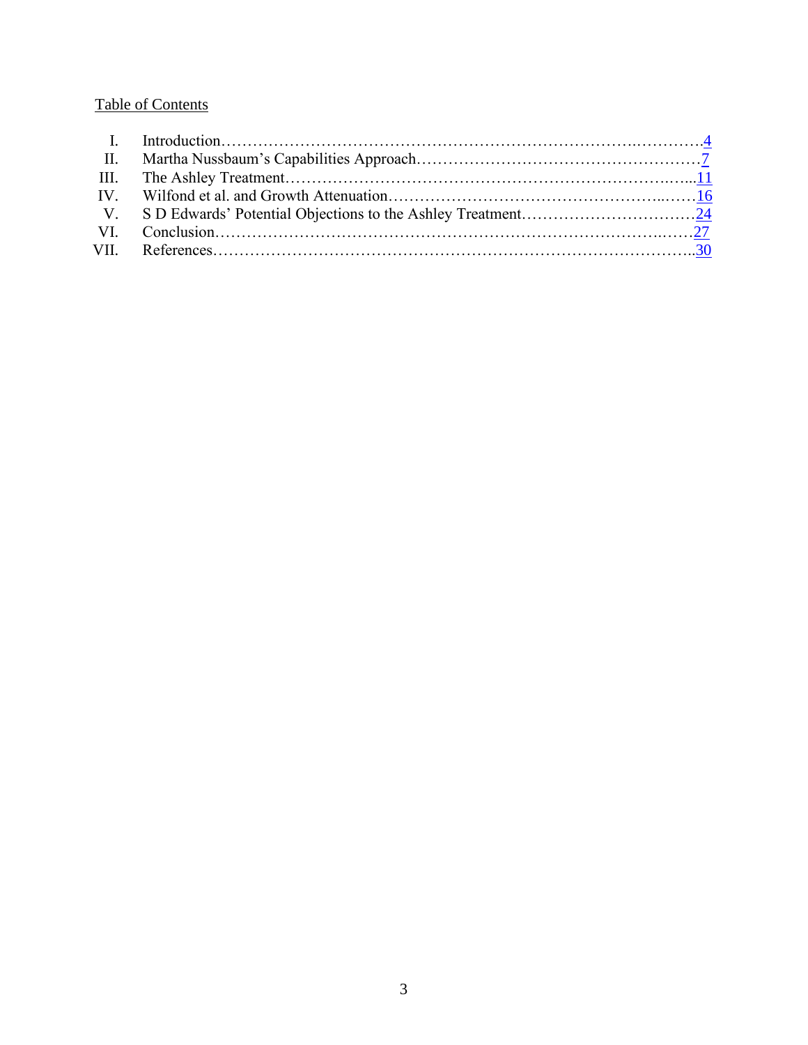Table of Contents

I. Introduction……………………………………………………………………..…………4
II. Martha Nussbaum's Capabilities Approach………………………………………………7
III. The Ashley Treatment…………………………………………………………….…...11
IV. Wilfond et al. and Growth Attenuation……………………………………….……16
V. S D Edwards' Potential Objections to the Ashley Treatment……………………………24
VI. Conclusion……………………………………………………………………….……27
VII. References…………………………………………………………………………..30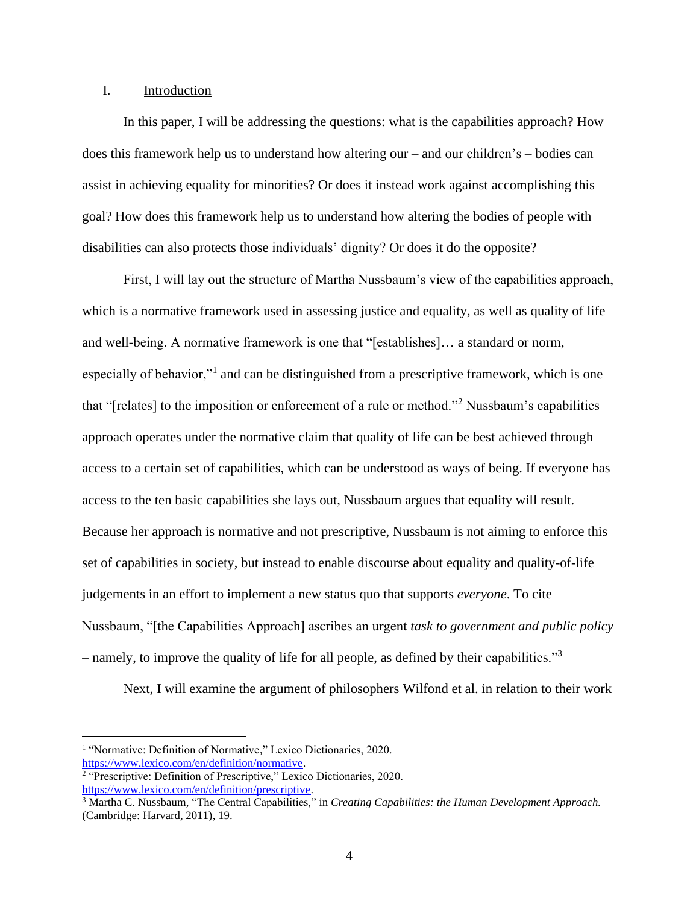## I. Introduction

In this paper, I will be addressing the questions: what is the capabilities approach? How does this framework help us to understand how altering our – and our children's – bodies can assist in achieving equality for minorities? Or does it instead work against accomplishing this goal? How does this framework help us to understand how altering the bodies of people with disabilities can also protects those individuals' dignity? Or does it do the opposite?

First, I will lay out the structure of Martha Nussbaum's view of the capabilities approach, which is a normative framework used in assessing justice and equality, as well as quality of life and well-being. A normative framework is one that "[establishes]… a standard or norm, especially of behavior,"[1] and can be distinguished from a prescriptive framework, which is one that "[relates] to the imposition or enforcement of a rule or method."[2] Nussbaum's capabilities approach operates under the normative claim that quality of life can be best achieved through access to a certain set of capabilities, which can be understood as ways of being. If everyone has access to the ten basic capabilities she lays out, Nussbaum argues that equality will result. Because her approach is normative and not prescriptive, Nussbaum is not aiming to enforce this set of capabilities in society, but instead to enable discourse about equality and quality-of-life judgements in an effort to implement a new status quo that supports *everyone*. To cite Nussbaum, "[the Capabilities Approach] ascribes an urgent *task to government and public policy* – namely, to improve the quality of life for all people, as defined by their capabilities."[3]

Next, I will examine the argument of philosophers Wilfond et al. in relation to their work

---

[1] "Normative: Definition of Normative," Lexico Dictionaries, 2020. https://www.lexico.com/en/definition/normative.

[2] "Prescriptive: Definition of Prescriptive," Lexico Dictionaries, 2020. https://www.lexico.com/en/definition/prescriptive.

[3] Martha C. Nussbaum, "The Central Capabilities," in *Creating Capabilities: the Human Development Approach.* (Cambridge: Harvard, 2011), 19.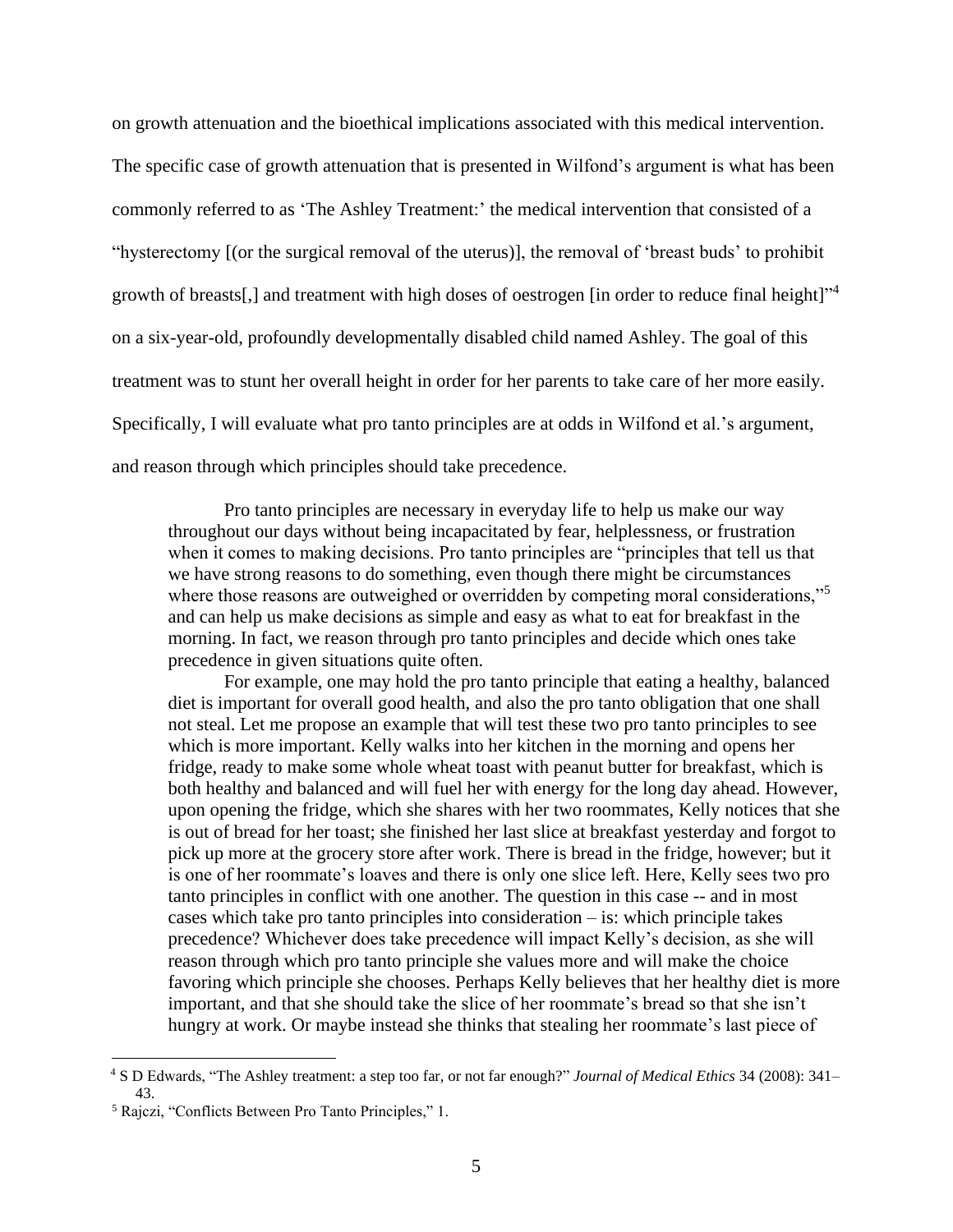on growth attenuation and the bioethical implications associated with this medical intervention. The specific case of growth attenuation that is presented in Wilfond's argument is what has been commonly referred to as 'The Ashley Treatment:' the medical intervention that consisted of a "hysterectomy [(or the surgical removal of the uterus)], the removal of 'breast buds' to prohibit growth of breasts[,] and treatment with high doses of oestrogen [in order to reduce final height]"[4] on a six-year-old, profoundly developmentally disabled child named Ashley. The goal of this treatment was to stunt her overall height in order for her parents to take care of her more easily. Specifically, I will evaluate what pro tanto principles are at odds in Wilfond et al.'s argument, and reason through which principles should take precedence.

> Pro tanto principles are necessary in everyday life to help us make our way throughout our days without being incapacitated by fear, helplessness, or frustration when it comes to making decisions. Pro tanto principles are "principles that tell us that we have strong reasons to do something, even though there might be circumstances where those reasons are outweighed or overridden by competing moral considerations,"[5] and can help us make decisions as simple and easy as what to eat for breakfast in the morning. In fact, we reason through pro tanto principles and decide which ones take precedence in given situations quite often.
>
> For example, one may hold the pro tanto principle that eating a healthy, balanced diet is important for overall good health, and also the pro tanto obligation that one shall not steal. Let me propose an example that will test these two pro tanto principles to see which is more important. Kelly walks into her kitchen in the morning and opens her fridge, ready to make some whole wheat toast with peanut butter for breakfast, which is both healthy and balanced and will fuel her with energy for the long day ahead. However, upon opening the fridge, which she shares with her two roommates, Kelly notices that she is out of bread for her toast; she finished her last slice at breakfast yesterday and forgot to pick up more at the grocery store after work. There is bread in the fridge, however; but it is one of her roommate's loaves and there is only one slice left. Here, Kelly sees two pro tanto principles in conflict with one another. The question in this case -- and in most cases which take pro tanto principles into consideration – is: which principle takes precedence? Whichever does take precedence will impact Kelly's decision, as she will reason through which pro tanto principle she values more and will make the choice favoring which principle she chooses. Perhaps Kelly believes that her healthy diet is more important, and that she should take the slice of her roommate's bread so that she isn't hungry at work. Or maybe instead she thinks that stealing her roommate's last piece of

[4] S D Edwards, "The Ashley treatment: a step too far, or not far enough?" *Journal of Medical Ethics* 34 (2008): 341–43.

[5] Rajczi, "Conflicts Between Pro Tanto Principles," 1.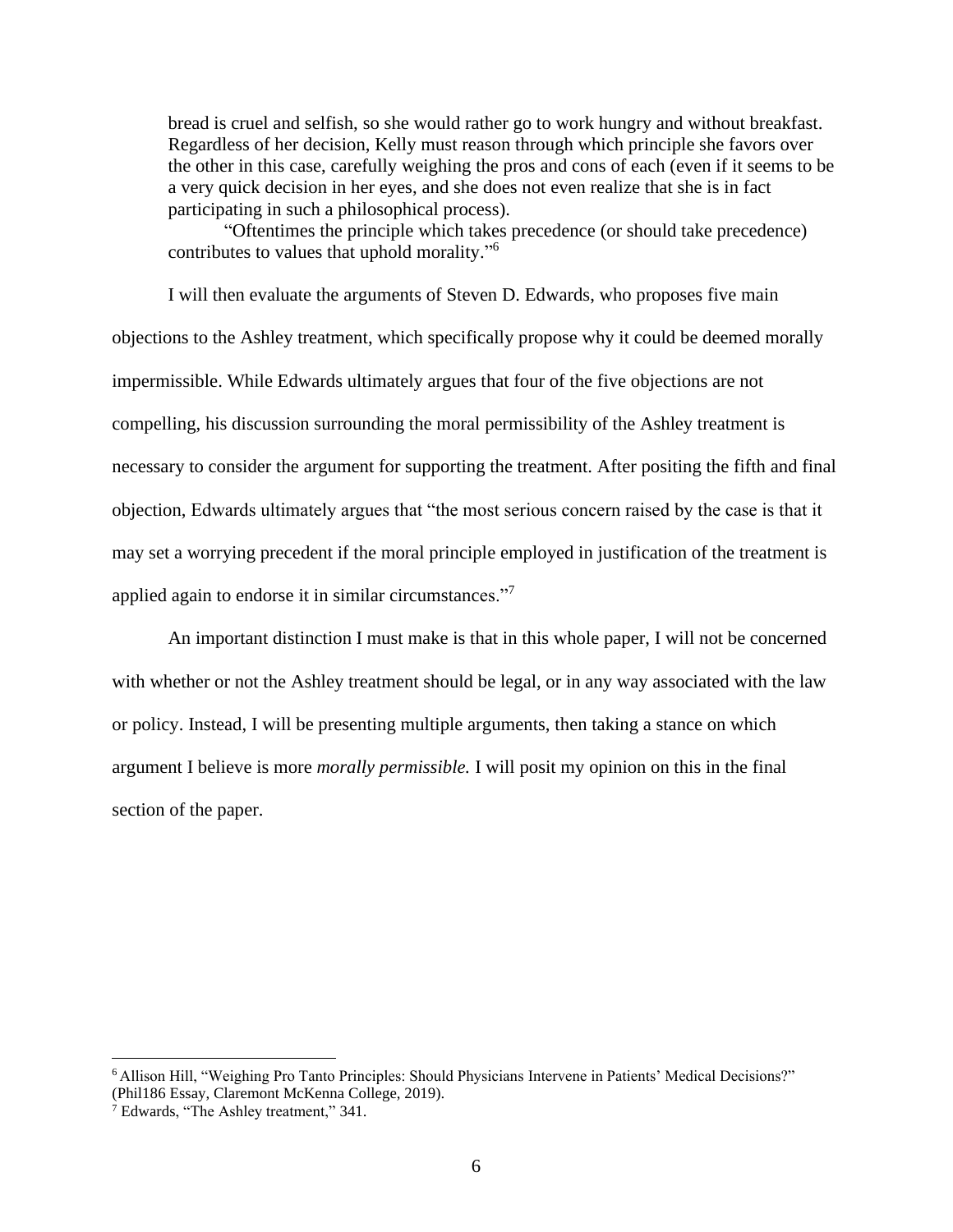> bread is cruel and selfish, so she would rather go to work hungry and without breakfast. Regardless of her decision, Kelly must reason through which principle she favors over the other in this case, carefully weighing the pros and cons of each (even if it seems to be a very quick decision in her eyes, and she does not even realize that she is in fact participating in such a philosophical process).
>
> "Oftentimes the principle which takes precedence (or should take precedence) contributes to values that uphold morality."[6]

I will then evaluate the arguments of Steven D. Edwards, who proposes five main objections to the Ashley treatment, which specifically propose why it could be deemed morally impermissible. While Edwards ultimately argues that four of the five objections are not compelling, his discussion surrounding the moral permissibility of the Ashley treatment is necessary to consider the argument for supporting the treatment. After positing the fifth and final objection, Edwards ultimately argues that "the most serious concern raised by the case is that it may set a worrying precedent if the moral principle employed in justification of the treatment is applied again to endorse it in similar circumstances."[7]

An important distinction I must make is that in this whole paper, I will not be concerned with whether or not the Ashley treatment should be legal, or in any way associated with the law or policy. Instead, I will be presenting multiple arguments, then taking a stance on which argument I believe is more *morally permissible.* I will posit my opinion on this in the final section of the paper.

---

[6] Allison Hill, "Weighing Pro Tanto Principles: Should Physicians Intervene in Patients' Medical Decisions?" (Phil186 Essay, Claremont McKenna College, 2019).

[7] Edwards, "The Ashley treatment," 341.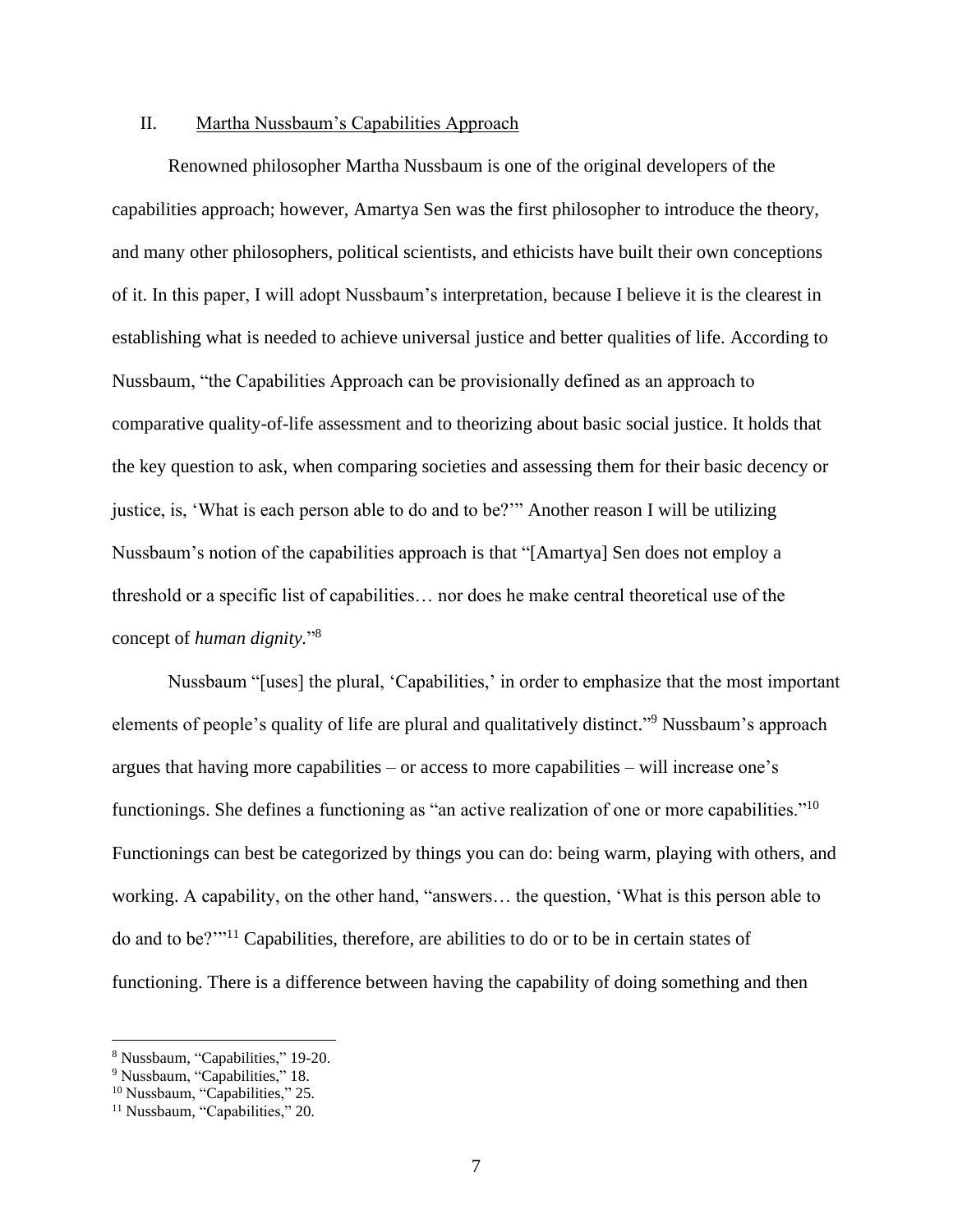## II. Martha Nussbaum's Capabilities Approach

Renowned philosopher Martha Nussbaum is one of the original developers of the capabilities approach; however, Amartya Sen was the first philosopher to introduce the theory, and many other philosophers, political scientists, and ethicists have built their own conceptions of it. In this paper, I will adopt Nussbaum's interpretation, because I believe it is the clearest in establishing what is needed to achieve universal justice and better qualities of life. According to Nussbaum, "the Capabilities Approach can be provisionally defined as an approach to comparative quality-of-life assessment and to theorizing about basic social justice. It holds that the key question to ask, when comparing societies and assessing them for their basic decency or justice, is, 'What is each person able to do and to be?'" Another reason I will be utilizing Nussbaum's notion of the capabilities approach is that "[Amartya] Sen does not employ a threshold or a specific list of capabilities… nor does he make central theoretical use of the concept of *human dignity*."[8]

Nussbaum "[uses] the plural, 'Capabilities,' in order to emphasize that the most important elements of people's quality of life are plural and qualitatively distinct."[9] Nussbaum's approach argues that having more capabilities – or access to more capabilities – will increase one's functionings. She defines a functioning as "an active realization of one or more capabilities."[10] Functionings can best be categorized by things you can do: being warm, playing with others, and working. A capability, on the other hand, "answers… the question, 'What is this person able to do and to be?'"[11] Capabilities, therefore, are abilities to do or to be in certain states of functioning. There is a difference between having the capability of doing something and then

---

[8] Nussbaum, "Capabilities," 19-20.

[9] Nussbaum, "Capabilities," 18.

[10] Nussbaum, "Capabilities," 25.

[11] Nussbaum, "Capabilities," 20.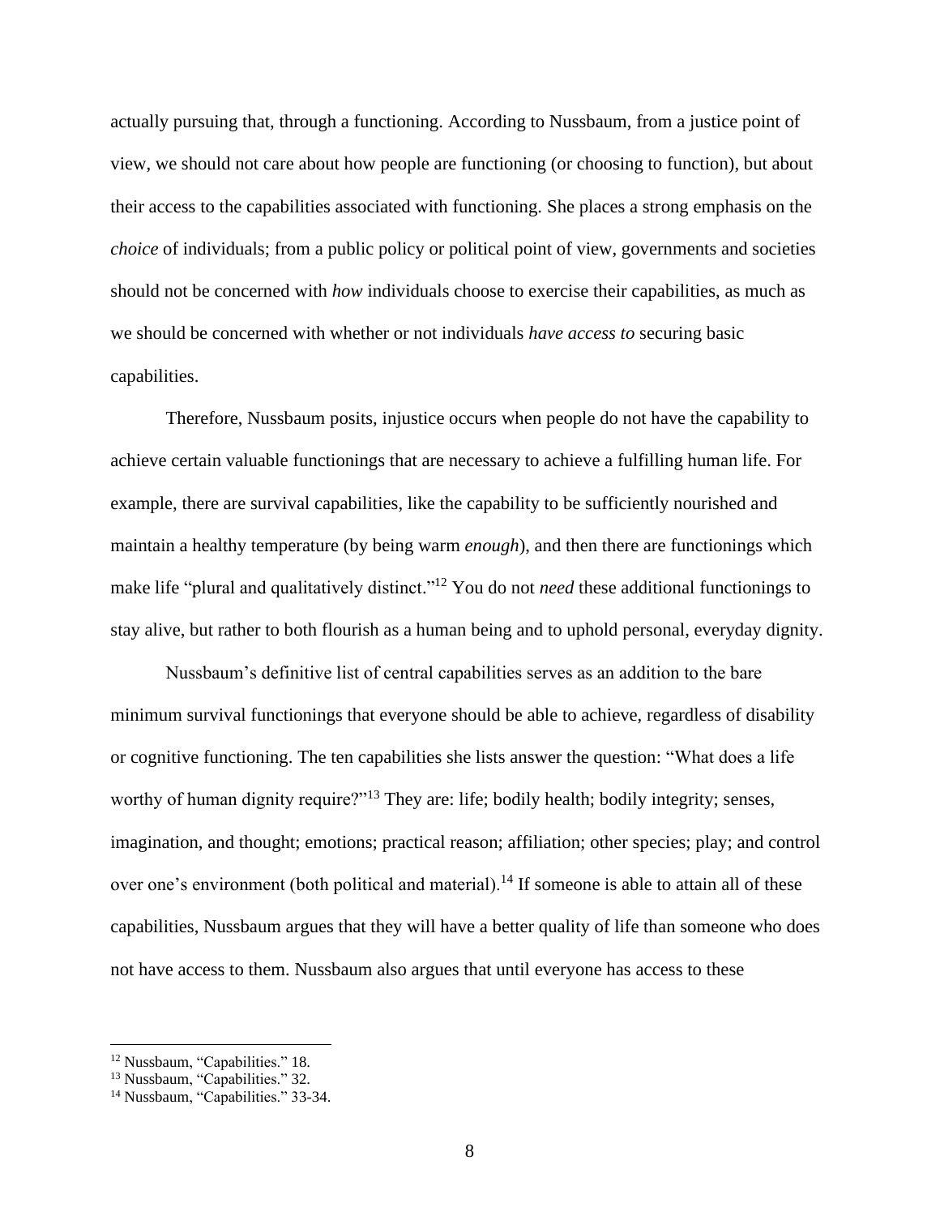actually pursuing that, through a functioning. According to Nussbaum, from a justice point of view, we should not care about how people are functioning (or choosing to function), but about their access to the capabilities associated with functioning. She places a strong emphasis on the *choice* of individuals; from a public policy or political point of view, governments and societies should not be concerned with *how* individuals choose to exercise their capabilities, as much as we should be concerned with whether or not individuals *have access to* securing basic capabilities.

Therefore, Nussbaum posits, injustice occurs when people do not have the capability to achieve certain valuable functionings that are necessary to achieve a fulfilling human life. For example, there are survival capabilities, like the capability to be sufficiently nourished and maintain a healthy temperature (by being warm *enough*), and then there are functionings which make life "plural and qualitatively distinct."[12] You do not *need* these additional functionings to stay alive, but rather to both flourish as a human being and to uphold personal, everyday dignity.

Nussbaum's definitive list of central capabilities serves as an addition to the bare minimum survival functionings that everyone should be able to achieve, regardless of disability or cognitive functioning. The ten capabilities she lists answer the question: "What does a life worthy of human dignity require?"[13] They are: life; bodily health; bodily integrity; senses, imagination, and thought; emotions; practical reason; affiliation; other species; play; and control over one's environment (both political and material).[14] If someone is able to attain all of these capabilities, Nussbaum argues that they will have a better quality of life than someone who does not have access to them. Nussbaum also argues that until everyone has access to these

[12] Nussbaum, "Capabilities." 18.

[13] Nussbaum, "Capabilities." 32.

[14] Nussbaum, "Capabilities." 33-34.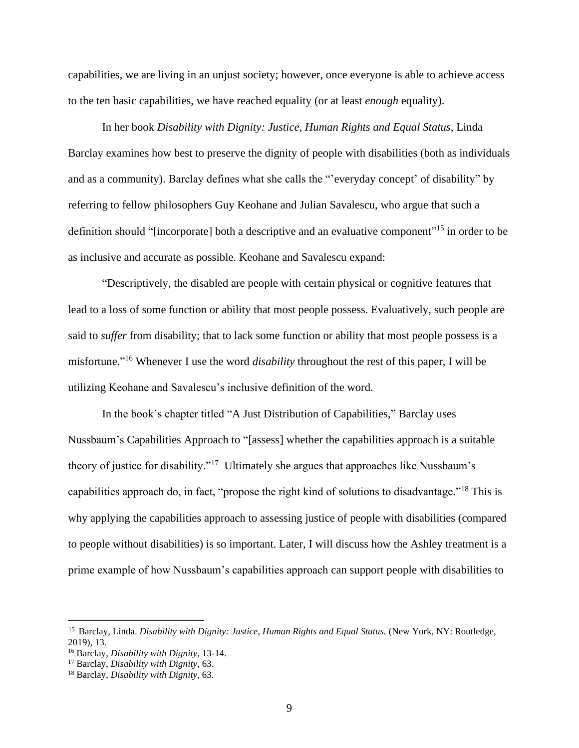capabilities, we are living in an unjust society; however, once everyone is able to achieve access to the ten basic capabilities, we have reached equality (or at least *enough* equality).

In her book *Disability with Dignity: Justice, Human Rights and Equal Status*, Linda Barclay examines how best to preserve the dignity of people with disabilities (both as individuals and as a community). Barclay defines what she calls the "'everyday concept' of disability" by referring to fellow philosophers Guy Keohane and Julian Savalescu, who argue that such a definition should "[incorporate] both a descriptive and an evaluative component"[15] in order to be as inclusive and accurate as possible. Keohane and Savalescu expand:

"Descriptively, the disabled are people with certain physical or cognitive features that lead to a loss of some function or ability that most people possess. Evaluatively, such people are said to *suffer* from disability; that to lack some function or ability that most people possess is a misfortune."[16] Whenever I use the word *disability* throughout the rest of this paper, I will be utilizing Keohane and Savalescu's inclusive definition of the word.

In the book's chapter titled "A Just Distribution of Capabilities," Barclay uses Nussbaum's Capabilities Approach to "[assess] whether the capabilities approach is a suitable theory of justice for disability."[17] Ultimately she argues that approaches like Nussbaum's capabilities approach do, in fact, "propose the right kind of solutions to disadvantage."[18] This is why applying the capabilities approach to assessing justice of people with disabilities (compared to people without disabilities) is so important. Later, I will discuss how the Ashley treatment is a prime example of how Nussbaum's capabilities approach can support people with disabilities to

---

[15] Barclay, Linda. *Disability with Dignity: Justice, Human Rights and Equal Status.* (New York, NY: Routledge, 2019), 13.

[16] Barclay, *Disability with Dignity*, 13-14.

[17] Barclay, *Disability with Dignity,* 63.

[18] Barclay, *Disability with Dignity*, 63.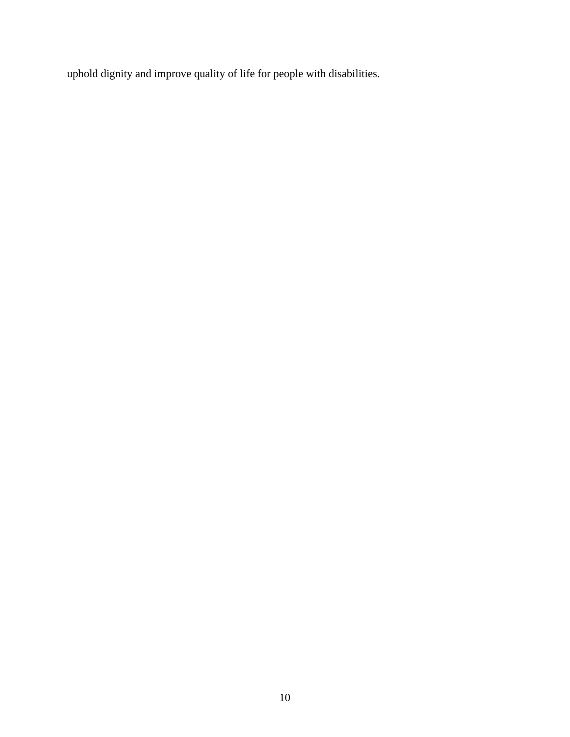uphold dignity and improve quality of life for people with disabilities.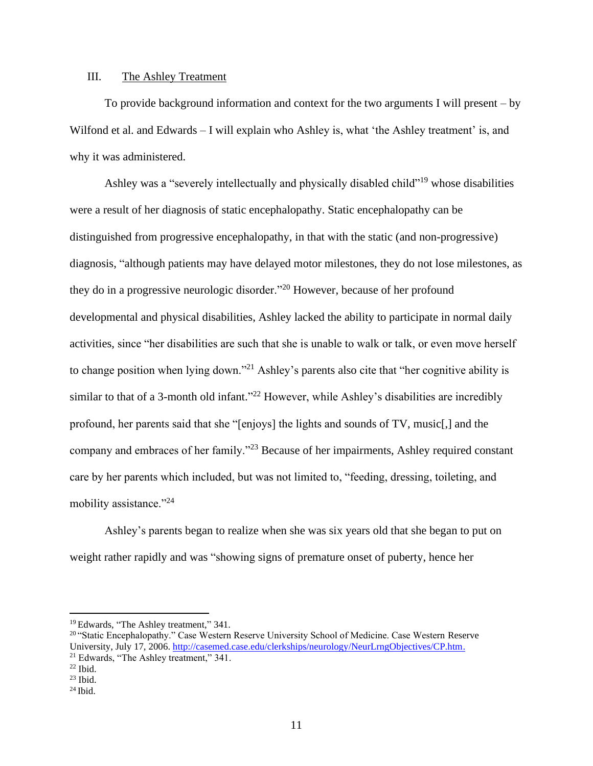## III. The Ashley Treatment

To provide background information and context for the two arguments I will present – by Wilfond et al. and Edwards – I will explain who Ashley is, what 'the Ashley treatment' is, and why it was administered.

Ashley was a "severely intellectually and physically disabled child"[19] whose disabilities were a result of her diagnosis of static encephalopathy. Static encephalopathy can be distinguished from progressive encephalopathy, in that with the static (and non-progressive) diagnosis, "although patients may have delayed motor milestones, they do not lose milestones, as they do in a progressive neurologic disorder."[20] However, because of her profound developmental and physical disabilities, Ashley lacked the ability to participate in normal daily activities, since "her disabilities are such that she is unable to walk or talk, or even move herself to change position when lying down."[21] Ashley's parents also cite that "her cognitive ability is similar to that of a 3-month old infant."[22] However, while Ashley's disabilities are incredibly profound, her parents said that she "[enjoys] the lights and sounds of TV, music[,] and the company and embraces of her family."[23] Because of her impairments, Ashley required constant care by her parents which included, but was not limited to, "feeding, dressing, toileting, and mobility assistance."[24]

Ashley's parents began to realize when she was six years old that she began to put on weight rather rapidly and was "showing signs of premature onset of puberty, hence her

---

[19] Edwards, "The Ashley treatment," 341.

[20] "Static Encephalopathy." Case Western Reserve University School of Medicine. Case Western Reserve University, July 17, 2006. http://casemed.case.edu/clerkships/neurology/NeurLrngObjectives/CP.htm.

[21] Edwards, "The Ashley treatment," 341.

[22] Ibid.

[23] Ibid.

[24] Ibid.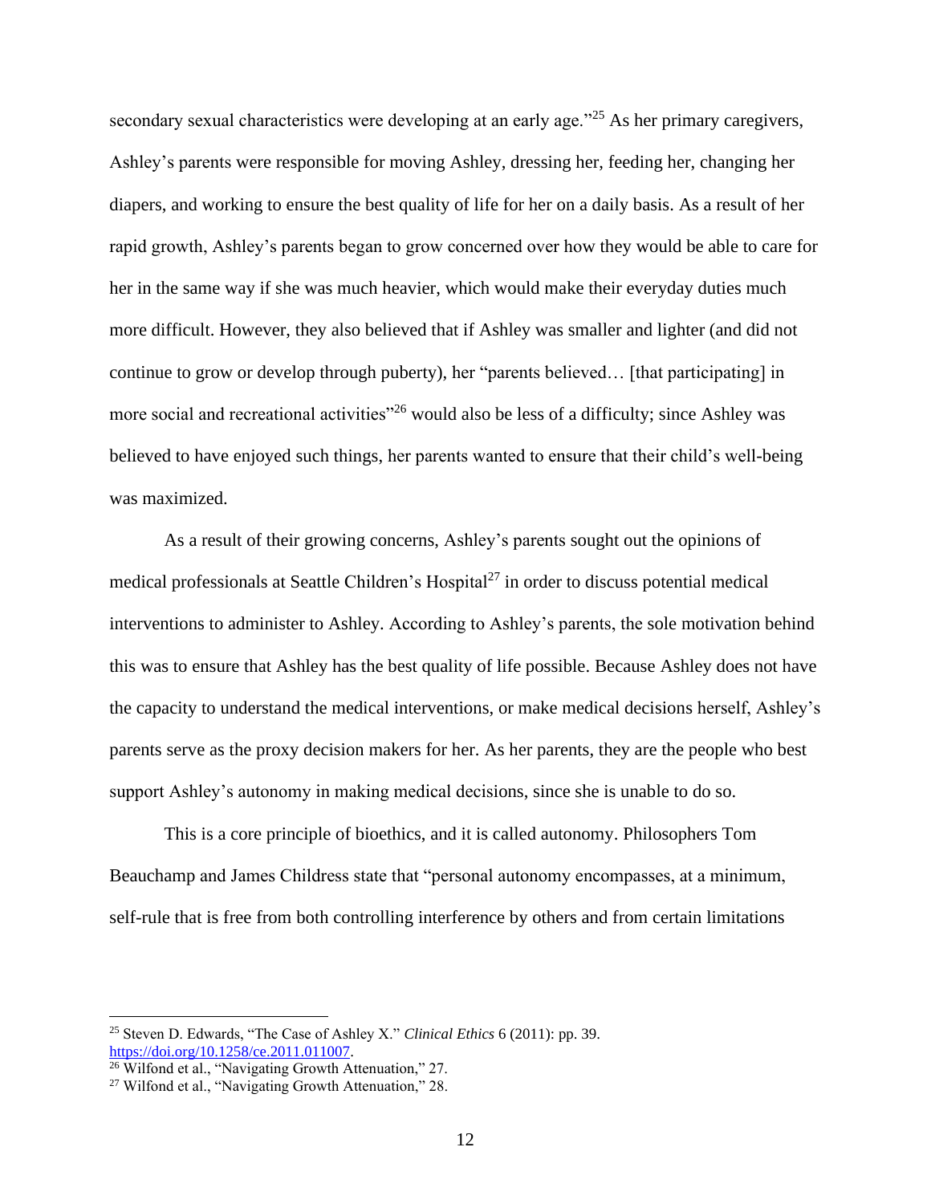secondary sexual characteristics were developing at an early age."[25] As her primary caregivers, Ashley's parents were responsible for moving Ashley, dressing her, feeding her, changing her diapers, and working to ensure the best quality of life for her on a daily basis. As a result of her rapid growth, Ashley's parents began to grow concerned over how they would be able to care for her in the same way if she was much heavier, which would make their everyday duties much more difficult. However, they also believed that if Ashley was smaller and lighter (and did not continue to grow or develop through puberty), her "parents believed… [that participating] in more social and recreational activities"[26] would also be less of a difficulty; since Ashley was believed to have enjoyed such things, her parents wanted to ensure that their child's well-being was maximized.

As a result of their growing concerns, Ashley's parents sought out the opinions of medical professionals at Seattle Children's Hospital[27] in order to discuss potential medical interventions to administer to Ashley. According to Ashley's parents, the sole motivation behind this was to ensure that Ashley has the best quality of life possible. Because Ashley does not have the capacity to understand the medical interventions, or make medical decisions herself, Ashley's parents serve as the proxy decision makers for her. As her parents, they are the people who best support Ashley's autonomy in making medical decisions, since she is unable to do so.

This is a core principle of bioethics, and it is called autonomy. Philosophers Tom Beauchamp and James Childress state that "personal autonomy encompasses, at a minimum, self-rule that is free from both controlling interference by others and from certain limitations

---

[25] Steven D. Edwards, "The Case of Ashley X." *Clinical Ethics* 6 (2011): pp. 39. https://doi.org/10.1258/ce.2011.011007.

[26] Wilfond et al., "Navigating Growth Attenuation," 27.

[27] Wilfond et al., "Navigating Growth Attenuation," 28.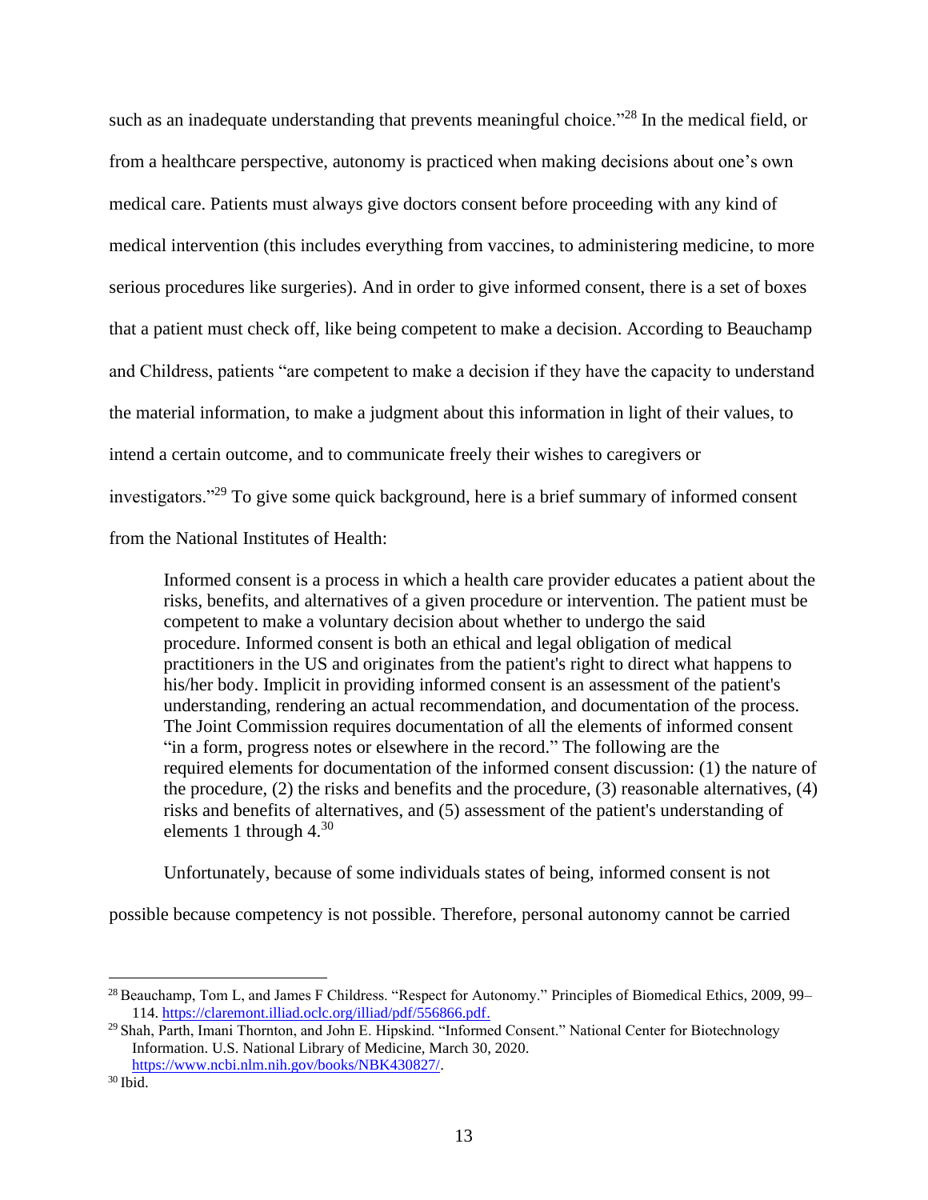such as an inadequate understanding that prevents meaningful choice."[28] In the medical field, or from a healthcare perspective, autonomy is practiced when making decisions about one's own medical care. Patients must always give doctors consent before proceeding with any kind of medical intervention (this includes everything from vaccines, to administering medicine, to more serious procedures like surgeries). And in order to give informed consent, there is a set of boxes that a patient must check off, like being competent to make a decision. According to Beauchamp and Childress, patients "are competent to make a decision if they have the capacity to understand the material information, to make a judgment about this information in light of their values, to intend a certain outcome, and to communicate freely their wishes to caregivers or investigators."[29] To give some quick background, here is a brief summary of informed consent from the National Institutes of Health:

> Informed consent is a process in which a health care provider educates a patient about the risks, benefits, and alternatives of a given procedure or intervention. The patient must be competent to make a voluntary decision about whether to undergo the said procedure. Informed consent is both an ethical and legal obligation of medical practitioners in the US and originates from the patient's right to direct what happens to his/her body. Implicit in providing informed consent is an assessment of the patient's understanding, rendering an actual recommendation, and documentation of the process. The Joint Commission requires documentation of all the elements of informed consent "in a form, progress notes or elsewhere in the record." The following are the required elements for documentation of the informed consent discussion: (1) the nature of the procedure, (2) the risks and benefits and the procedure, (3) reasonable alternatives, (4) risks and benefits of alternatives, and (5) assessment of the patient's understanding of elements 1 through 4.[30]

Unfortunately, because of some individuals states of being, informed consent is not possible because competency is not possible. Therefore, personal autonomy cannot be carried

---

[28] Beauchamp, Tom L, and James F Childress. "Respect for Autonomy." Principles of Biomedical Ethics, 2009, 99–114. https://claremont.illiad.oclc.org/illiad/pdf/556866.pdf.

[29] Shah, Parth, Imani Thornton, and John E. Hipskind. "Informed Consent." National Center for Biotechnology Information. U.S. National Library of Medicine, March 30, 2020. https://www.ncbi.nlm.nih.gov/books/NBK430827/.

[30] Ibid.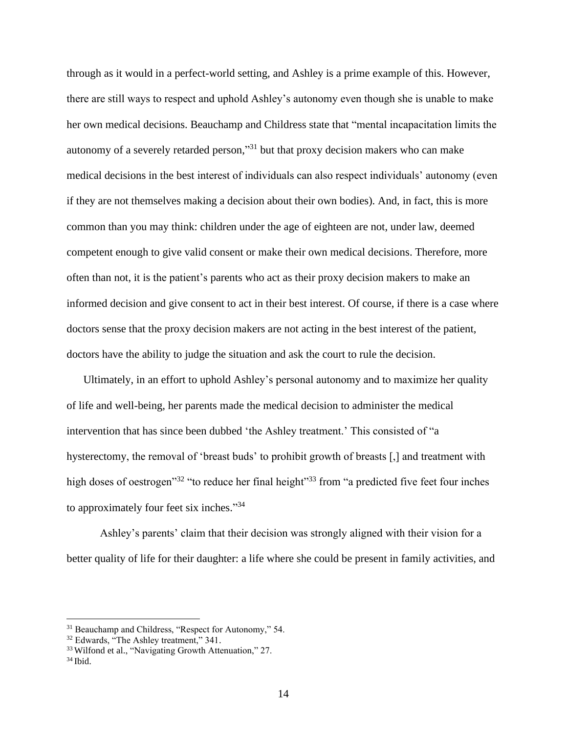through as it would in a perfect-world setting, and Ashley is a prime example of this. However, there are still ways to respect and uphold Ashley's autonomy even though she is unable to make her own medical decisions. Beauchamp and Childress state that "mental incapacitation limits the autonomy of a severely retarded person,"[31] but that proxy decision makers who can make medical decisions in the best interest of individuals can also respect individuals' autonomy (even if they are not themselves making a decision about their own bodies). And, in fact, this is more common than you may think: children under the age of eighteen are not, under law, deemed competent enough to give valid consent or make their own medical decisions. Therefore, more often than not, it is the patient's parents who act as their proxy decision makers to make an informed decision and give consent to act in their best interest. Of course, if there is a case where doctors sense that the proxy decision makers are not acting in the best interest of the patient, doctors have the ability to judge the situation and ask the court to rule the decision.

Ultimately, in an effort to uphold Ashley's personal autonomy and to maximize her quality of life and well-being, her parents made the medical decision to administer the medical intervention that has since been dubbed 'the Ashley treatment.' This consisted of "a hysterectomy, the removal of 'breast buds' to prohibit growth of breasts [,] and treatment with high doses of oestrogen"[32] "to reduce her final height"[33] from "a predicted five feet four inches to approximately four feet six inches."[34]

Ashley's parents' claim that their decision was strongly aligned with their vision for a better quality of life for their daughter: a life where she could be present in family activities, and

---

[31] Beauchamp and Childress, "Respect for Autonomy," 54.

[32] Edwards, "The Ashley treatment," 341.

[33] Wilfond et al., "Navigating Growth Attenuation," 27.

[34] Ibid.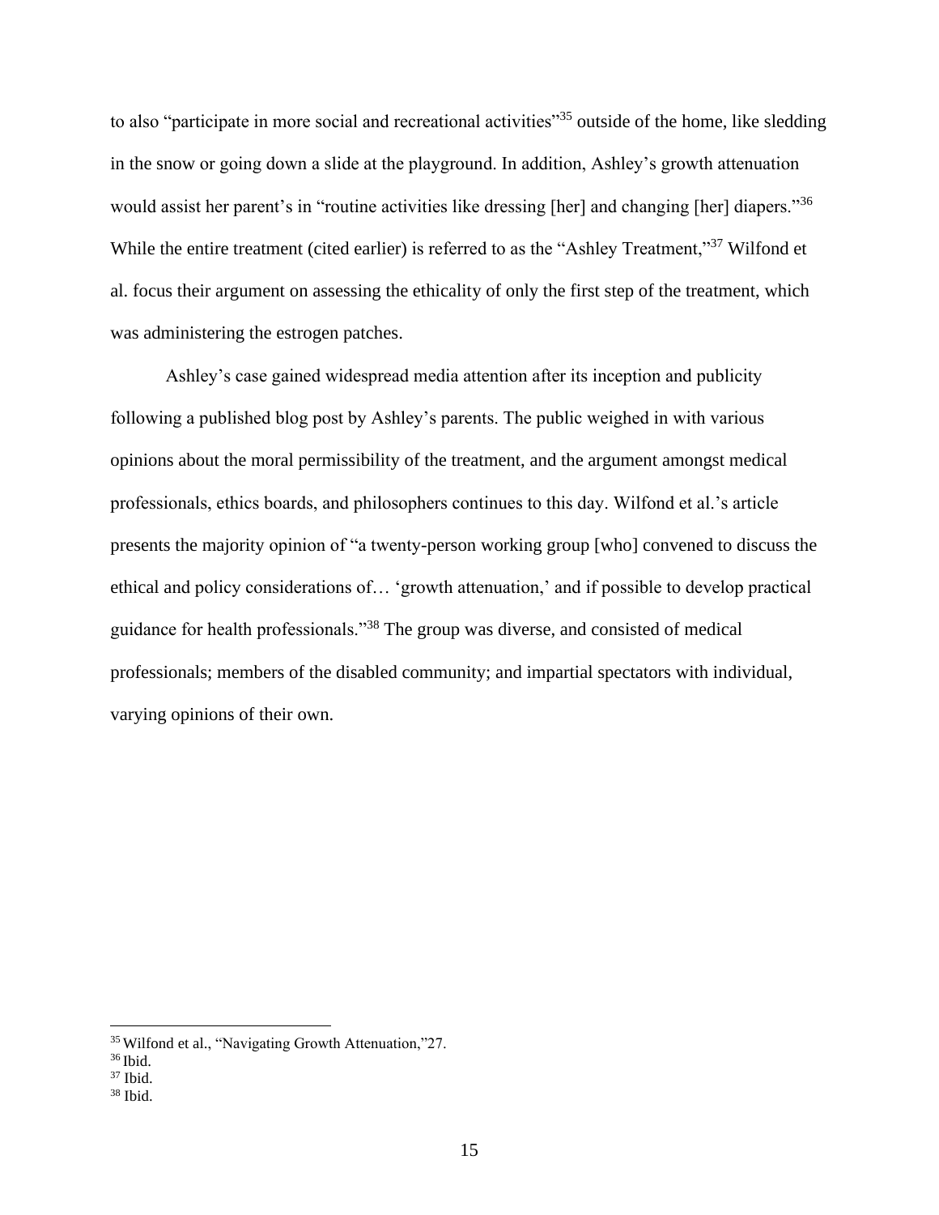to also "participate in more social and recreational activities"[35] outside of the home, like sledding in the snow or going down a slide at the playground. In addition, Ashley's growth attenuation would assist her parent's in "routine activities like dressing [her] and changing [her] diapers."[36] While the entire treatment (cited earlier) is referred to as the "Ashley Treatment,"[37] Wilfond et al. focus their argument on assessing the ethicality of only the first step of the treatment, which was administering the estrogen patches.

Ashley's case gained widespread media attention after its inception and publicity following a published blog post by Ashley's parents. The public weighed in with various opinions about the moral permissibility of the treatment, and the argument amongst medical professionals, ethics boards, and philosophers continues to this day. Wilfond et al.'s article presents the majority opinion of "a twenty-person working group [who] convened to discuss the ethical and policy considerations of… 'growth attenuation,' and if possible to develop practical guidance for health professionals."[38] The group was diverse, and consisted of medical professionals; members of the disabled community; and impartial spectators with individual, varying opinions of their own.

---

[35] Wilfond et al., "Navigating Growth Attenuation,"27.

[36] Ibid.

[37] Ibid.

[38] Ibid.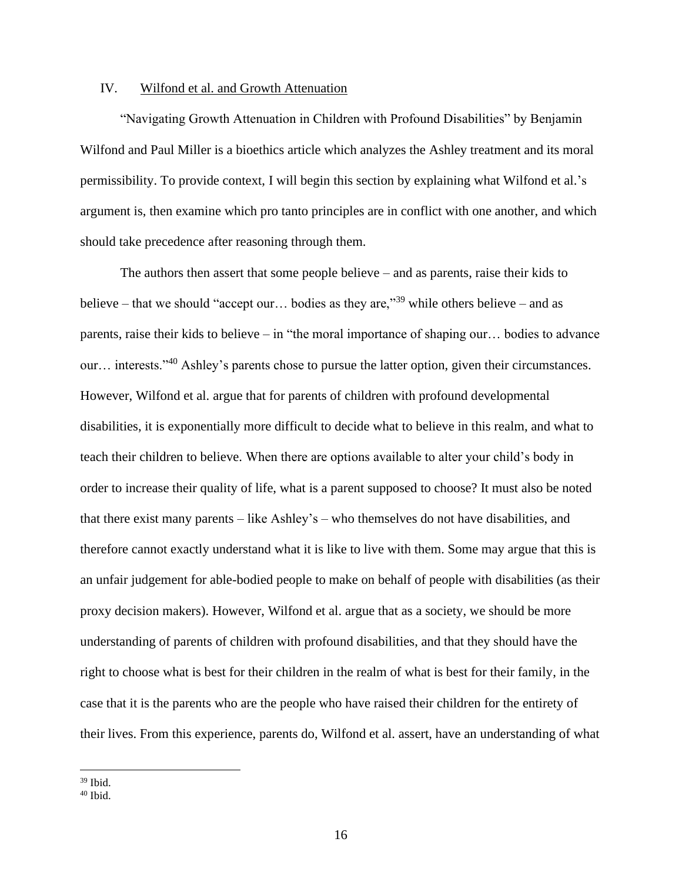## IV. Wilfond et al. and Growth Attenuation

"Navigating Growth Attenuation in Children with Profound Disabilities" by Benjamin Wilfond and Paul Miller is a bioethics article which analyzes the Ashley treatment and its moral permissibility. To provide context, I will begin this section by explaining what Wilfond et al.'s argument is, then examine which pro tanto principles are in conflict with one another, and which should take precedence after reasoning through them.

The authors then assert that some people believe – and as parents, raise their kids to believe – that we should "accept our… bodies as they are,"[39] while others believe – and as parents, raise their kids to believe – in "the moral importance of shaping our… bodies to advance our… interests."[40] Ashley's parents chose to pursue the latter option, given their circumstances. However, Wilfond et al. argue that for parents of children with profound developmental disabilities, it is exponentially more difficult to decide what to believe in this realm, and what to teach their children to believe. When there are options available to alter your child's body in order to increase their quality of life, what is a parent supposed to choose? It must also be noted that there exist many parents – like Ashley's – who themselves do not have disabilities, and therefore cannot exactly understand what it is like to live with them. Some may argue that this is an unfair judgement for able-bodied people to make on behalf of people with disabilities (as their proxy decision makers). However, Wilfond et al. argue that as a society, we should be more understanding of parents of children with profound disabilities, and that they should have the right to choose what is best for their children in the realm of what is best for their family, in the case that it is the parents who are the people who have raised their children for the entirety of their lives. From this experience, parents do, Wilfond et al. assert, have an understanding of what

[39] Ibid.

[40] Ibid.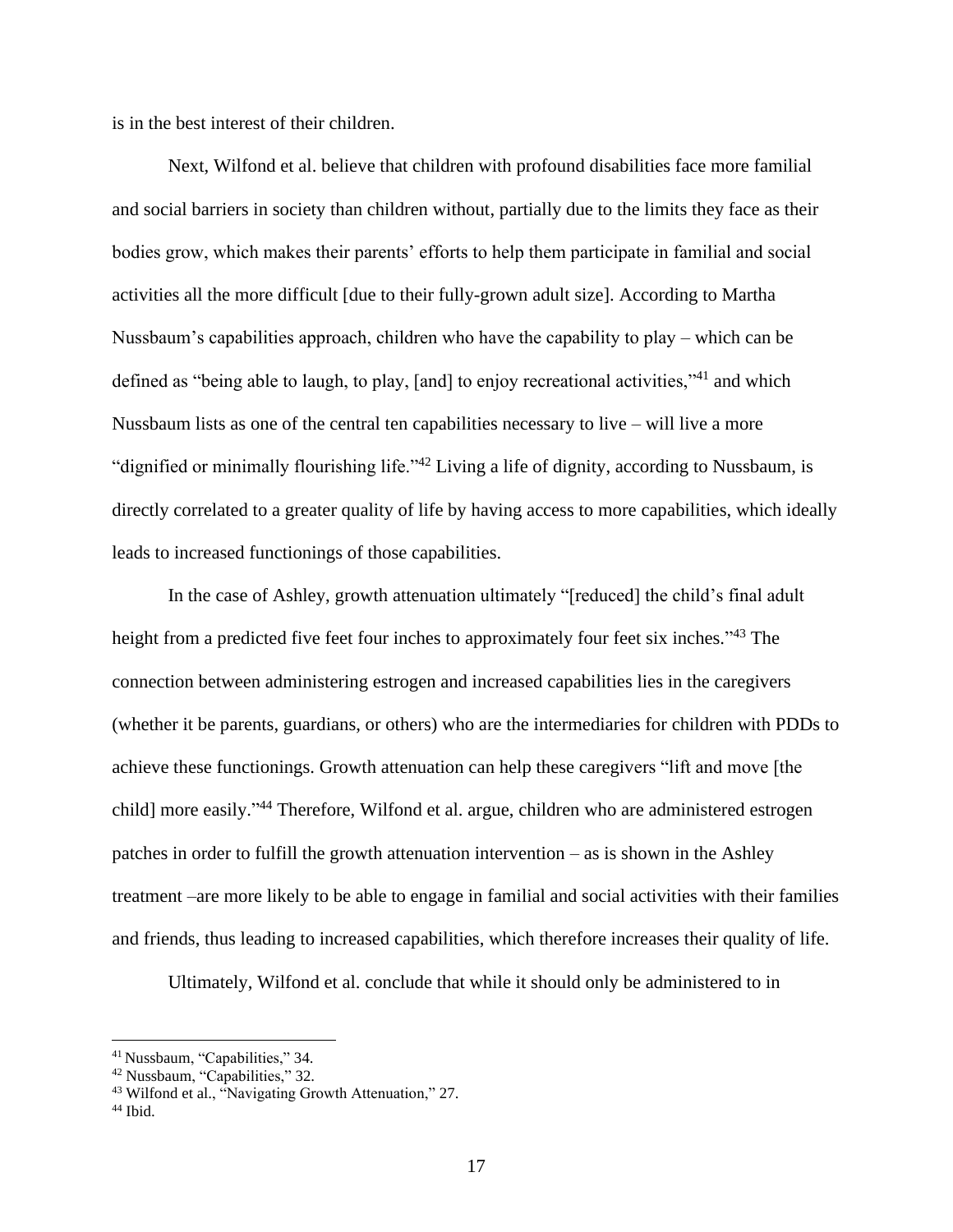is in the best interest of their children.

Next, Wilfond et al. believe that children with profound disabilities face more familial and social barriers in society than children without, partially due to the limits they face as their bodies grow, which makes their parents' efforts to help them participate in familial and social activities all the more difficult [due to their fully-grown adult size]. According to Martha Nussbaum's capabilities approach, children who have the capability to play – which can be defined as "being able to laugh, to play, [and] to enjoy recreational activities,"[41] and which Nussbaum lists as one of the central ten capabilities necessary to live – will live a more "dignified or minimally flourishing life."[42] Living a life of dignity, according to Nussbaum, is directly correlated to a greater quality of life by having access to more capabilities, which ideally leads to increased functionings of those capabilities.

In the case of Ashley, growth attenuation ultimately "[reduced] the child's final adult height from a predicted five feet four inches to approximately four feet six inches."[43] The connection between administering estrogen and increased capabilities lies in the caregivers (whether it be parents, guardians, or others) who are the intermediaries for children with PDDs to achieve these functionings. Growth attenuation can help these caregivers "lift and move [the child] more easily."[44] Therefore, Wilfond et al. argue, children who are administered estrogen patches in order to fulfill the growth attenuation intervention – as is shown in the Ashley treatment –are more likely to be able to engage in familial and social activities with their families and friends, thus leading to increased capabilities, which therefore increases their quality of life.

Ultimately, Wilfond et al. conclude that while it should only be administered to in

---

[41] Nussbaum, "Capabilities," 34.

[42] Nussbaum, "Capabilities," 32.

[43] Wilfond et al., "Navigating Growth Attenuation," 27.

[44] Ibid.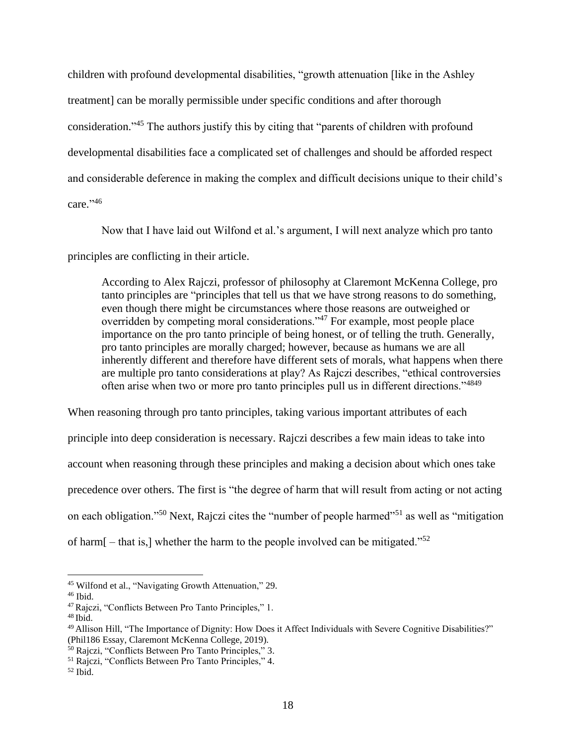children with profound developmental disabilities, "growth attenuation [like in the Ashley treatment] can be morally permissible under specific conditions and after thorough consideration."[45] The authors justify this by citing that "parents of children with profound developmental disabilities face a complicated set of challenges and should be afforded respect and considerable deference in making the complex and difficult decisions unique to their child's care."[46]

Now that I have laid out Wilfond et al.'s argument, I will next analyze which pro tanto principles are conflicting in their article.

> According to Alex Rajczi, professor of philosophy at Claremont McKenna College, pro tanto principles are "principles that tell us that we have strong reasons to do something, even though there might be circumstances where those reasons are outweighed or overridden by competing moral considerations."[47] For example, most people place importance on the pro tanto principle of being honest, or of telling the truth. Generally, pro tanto principles are morally charged; however, because as humans we are all inherently different and therefore have different sets of morals, what happens when there are multiple pro tanto considerations at play? As Rajczi describes, "ethical controversies often arise when two or more pro tanto principles pull us in different directions."[48][49]

When reasoning through pro tanto principles, taking various important attributes of each principle into deep consideration is necessary. Rajczi describes a few main ideas to take into account when reasoning through these principles and making a decision about which ones take precedence over others. The first is "the degree of harm that will result from acting or not acting on each obligation."[50] Next, Rajczi cites the "number of people harmed"[51] as well as "mitigation of harm[ – that is,] whether the harm to the people involved can be mitigated."[52]

---

[45] Wilfond et al., "Navigating Growth Attenuation," 29.

[46] Ibid.

[47] Rajczi, "Conflicts Between Pro Tanto Principles," 1.

[48] Ibid.

[49] Allison Hill, "The Importance of Dignity: How Does it Affect Individuals with Severe Cognitive Disabilities?" (Phil186 Essay, Claremont McKenna College, 2019).

[50] Rajczi, "Conflicts Between Pro Tanto Principles," 3.

[51] Rajczi, "Conflicts Between Pro Tanto Principles," 4.

[52] Ibid.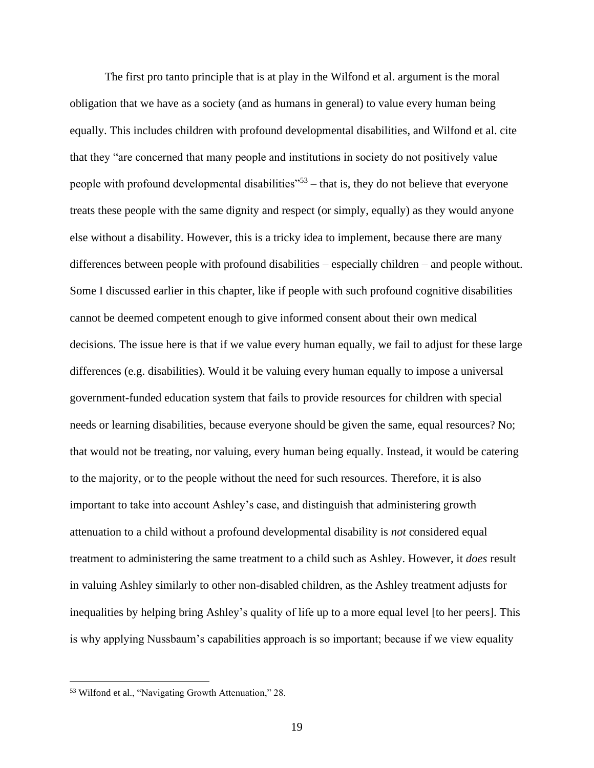The first pro tanto principle that is at play in the Wilfond et al. argument is the moral obligation that we have as a society (and as humans in general) to value every human being equally. This includes children with profound developmental disabilities, and Wilfond et al. cite that they "are concerned that many people and institutions in society do not positively value people with profound developmental disabilities"[53] – that is, they do not believe that everyone treats these people with the same dignity and respect (or simply, equally) as they would anyone else without a disability. However, this is a tricky idea to implement, because there are many differences between people with profound disabilities – especially children – and people without. Some I discussed earlier in this chapter, like if people with such profound cognitive disabilities cannot be deemed competent enough to give informed consent about their own medical decisions. The issue here is that if we value every human equally, we fail to adjust for these large differences (e.g. disabilities). Would it be valuing every human equally to impose a universal government-funded education system that fails to provide resources for children with special needs or learning disabilities, because everyone should be given the same, equal resources? No; that would not be treating, nor valuing, every human being equally. Instead, it would be catering to the majority, or to the people without the need for such resources. Therefore, it is also important to take into account Ashley's case, and distinguish that administering growth attenuation to a child without a profound developmental disability is *not* considered equal treatment to administering the same treatment to a child such as Ashley. However, it *does* result in valuing Ashley similarly to other non-disabled children, as the Ashley treatment adjusts for inequalities by helping bring Ashley's quality of life up to a more equal level [to her peers]. This is why applying Nussbaum's capabilities approach is so important; because if we view equality

---

[53] Wilfond et al., "Navigating Growth Attenuation," 28.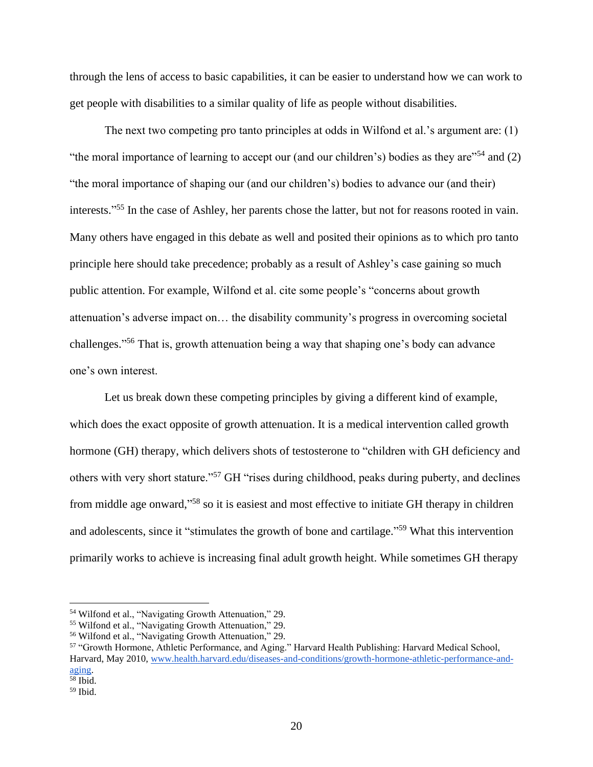through the lens of access to basic capabilities, it can be easier to understand how we can work to get people with disabilities to a similar quality of life as people without disabilities.

The next two competing pro tanto principles at odds in Wilfond et al.'s argument are: (1) "the moral importance of learning to accept our (and our children's) bodies as they are"[54] and (2) "the moral importance of shaping our (and our children's) bodies to advance our (and their) interests."[55] In the case of Ashley, her parents chose the latter, but not for reasons rooted in vain. Many others have engaged in this debate as well and posited their opinions as to which pro tanto principle here should take precedence; probably as a result of Ashley's case gaining so much public attention. For example, Wilfond et al. cite some people's "concerns about growth attenuation's adverse impact on… the disability community's progress in overcoming societal challenges."[56] That is, growth attenuation being a way that shaping one's body can advance one's own interest.

Let us break down these competing principles by giving a different kind of example, which does the exact opposite of growth attenuation. It is a medical intervention called growth hormone (GH) therapy, which delivers shots of testosterone to "children with GH deficiency and others with very short stature."[57] GH "rises during childhood, peaks during puberty, and declines from middle age onward,"[58] so it is easiest and most effective to initiate GH therapy in children and adolescents, since it "stimulates the growth of bone and cartilage."[59] What this intervention primarily works to achieve is increasing final adult growth height. While sometimes GH therapy

---

[54] Wilfond et al., "Navigating Growth Attenuation," 29.

[55] Wilfond et al., "Navigating Growth Attenuation," 29.

[56] Wilfond et al., "Navigating Growth Attenuation," 29.

[57] "Growth Hormone, Athletic Performance, and Aging." Harvard Health Publishing: Harvard Medical School, Harvard, May 2010, www.health.harvard.edu/diseases-and-conditions/growth-hormone-athletic-performance-and-aging.

[58] Ibid.

[59] Ibid.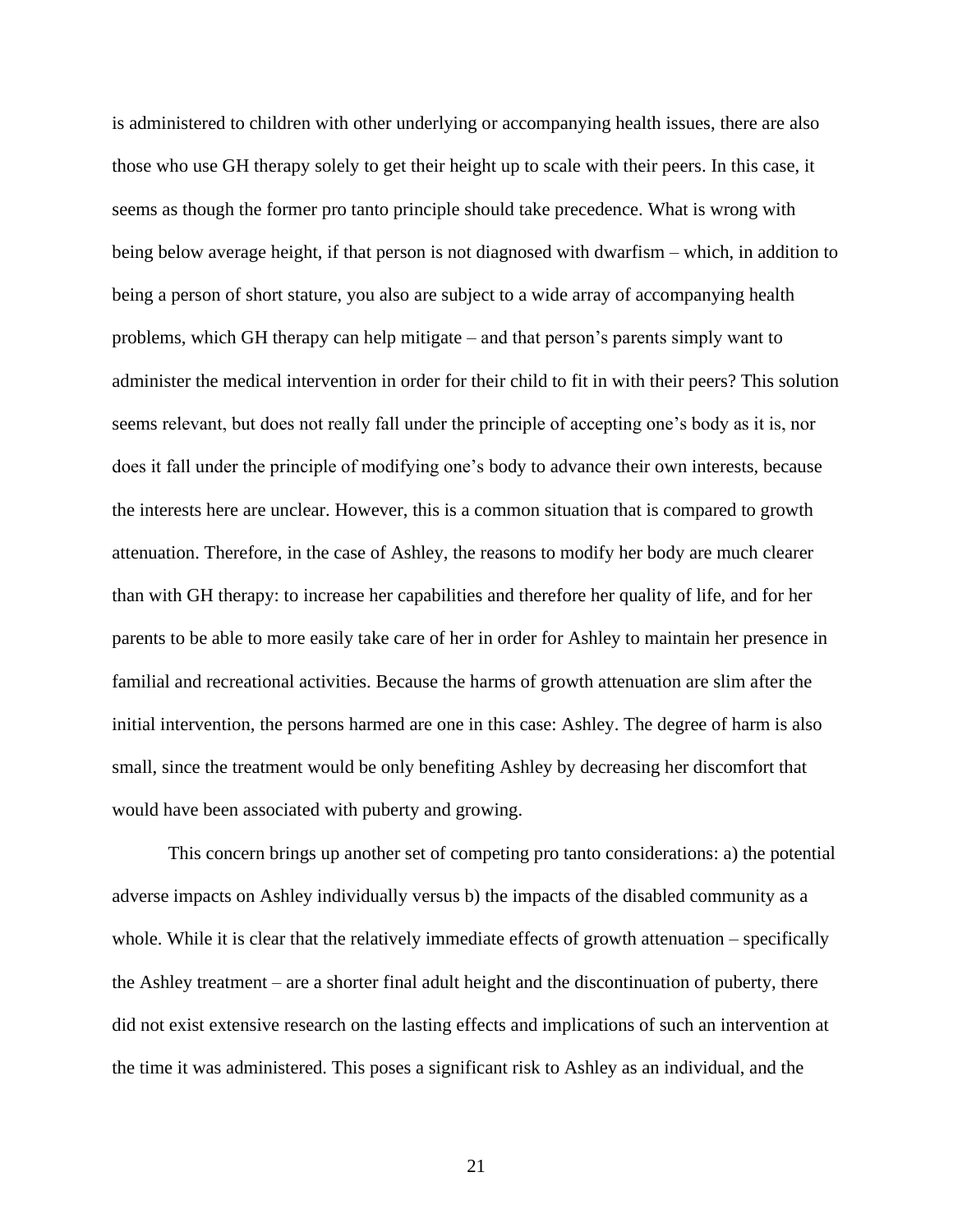is administered to children with other underlying or accompanying health issues, there are also those who use GH therapy solely to get their height up to scale with their peers. In this case, it seems as though the former pro tanto principle should take precedence. What is wrong with being below average height, if that person is not diagnosed with dwarfism – which, in addition to being a person of short stature, you also are subject to a wide array of accompanying health problems, which GH therapy can help mitigate – and that person's parents simply want to administer the medical intervention in order for their child to fit in with their peers? This solution seems relevant, but does not really fall under the principle of accepting one's body as it is, nor does it fall under the principle of modifying one's body to advance their own interests, because the interests here are unclear. However, this is a common situation that is compared to growth attenuation. Therefore, in the case of Ashley, the reasons to modify her body are much clearer than with GH therapy: to increase her capabilities and therefore her quality of life, and for her parents to be able to more easily take care of her in order for Ashley to maintain her presence in familial and recreational activities. Because the harms of growth attenuation are slim after the initial intervention, the persons harmed are one in this case: Ashley. The degree of harm is also small, since the treatment would be only benefiting Ashley by decreasing her discomfort that would have been associated with puberty and growing.

This concern brings up another set of competing pro tanto considerations: a) the potential adverse impacts on Ashley individually versus b) the impacts of the disabled community as a whole. While it is clear that the relatively immediate effects of growth attenuation – specifically the Ashley treatment – are a shorter final adult height and the discontinuation of puberty, there did not exist extensive research on the lasting effects and implications of such an intervention at the time it was administered. This poses a significant risk to Ashley as an individual, and the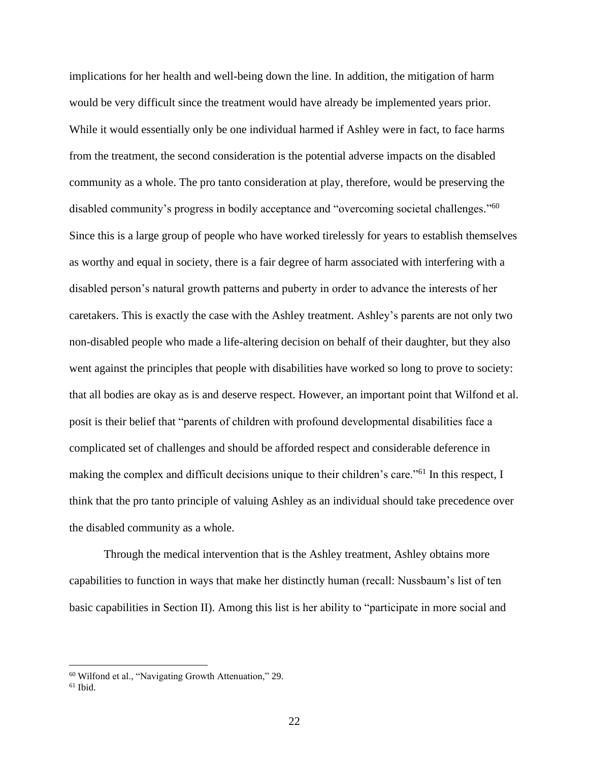implications for her health and well-being down the line. In addition, the mitigation of harm would be very difficult since the treatment would have already be implemented years prior. While it would essentially only be one individual harmed if Ashley were in fact, to face harms from the treatment, the second consideration is the potential adverse impacts on the disabled community as a whole. The pro tanto consideration at play, therefore, would be preserving the disabled community's progress in bodily acceptance and "overcoming societal challenges."[60] Since this is a large group of people who have worked tirelessly for years to establish themselves as worthy and equal in society, there is a fair degree of harm associated with interfering with a disabled person's natural growth patterns and puberty in order to advance the interests of her caretakers. This is exactly the case with the Ashley treatment. Ashley's parents are not only two non-disabled people who made a life-altering decision on behalf of their daughter, but they also went against the principles that people with disabilities have worked so long to prove to society: that all bodies are okay as is and deserve respect. However, an important point that Wilfond et al. posit is their belief that "parents of children with profound developmental disabilities face a complicated set of challenges and should be afforded respect and considerable deference in making the complex and difficult decisions unique to their children's care."[61] In this respect, I think that the pro tanto principle of valuing Ashley as an individual should take precedence over the disabled community as a whole.

Through the medical intervention that is the Ashley treatment, Ashley obtains more capabilities to function in ways that make her distinctly human (recall: Nussbaum's list of ten basic capabilities in Section II). Among this list is her ability to "participate in more social and

---

[60] Wilfond et al., "Navigating Growth Attenuation," 29.

[61] Ibid.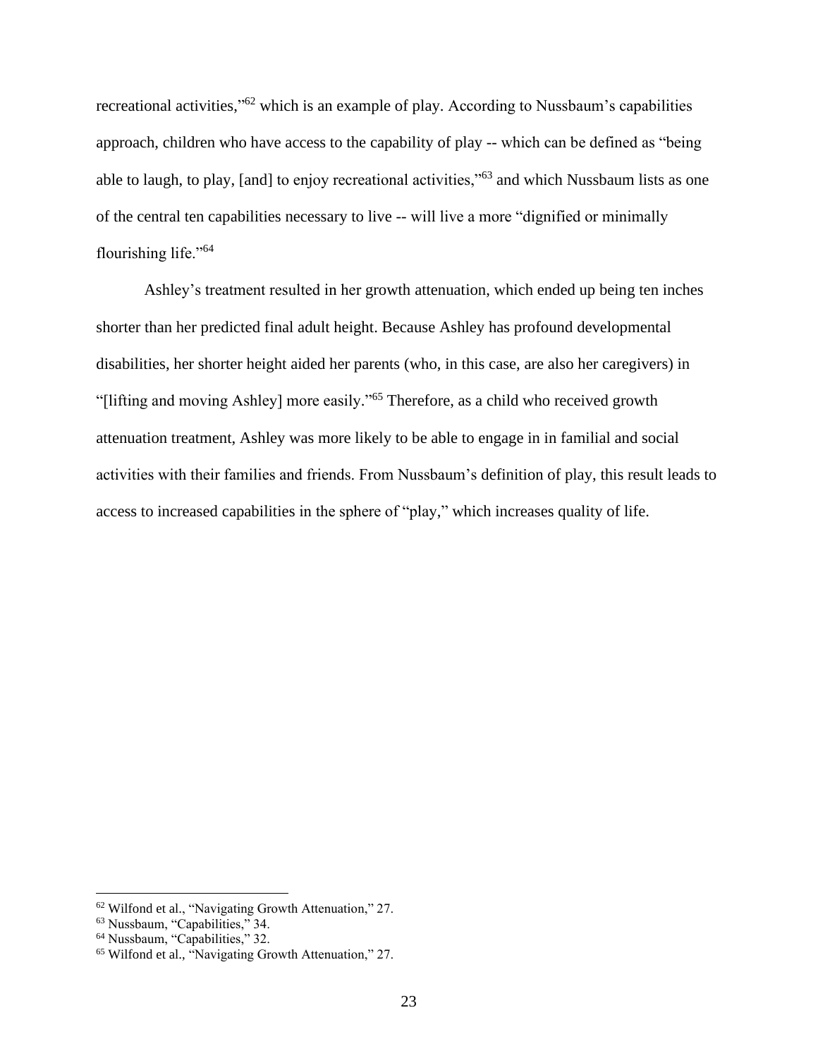recreational activities,"[62] which is an example of play. According to Nussbaum's capabilities approach, children who have access to the capability of play -- which can be defined as "being able to laugh, to play, [and] to enjoy recreational activities,"[63] and which Nussbaum lists as one of the central ten capabilities necessary to live -- will live a more "dignified or minimally flourishing life."[64]

Ashley's treatment resulted in her growth attenuation, which ended up being ten inches shorter than her predicted final adult height. Because Ashley has profound developmental disabilities, her shorter height aided her parents (who, in this case, are also her caregivers) in "[lifting and moving Ashley] more easily."[65] Therefore, as a child who received growth attenuation treatment, Ashley was more likely to be able to engage in in familial and social activities with their families and friends. From Nussbaum's definition of play, this result leads to access to increased capabilities in the sphere of "play," which increases quality of life.

---

[62] Wilfond et al., "Navigating Growth Attenuation," 27.

[63] Nussbaum, "Capabilities," 34.

[64] Nussbaum, "Capabilities," 32.

[65] Wilfond et al., "Navigating Growth Attenuation," 27.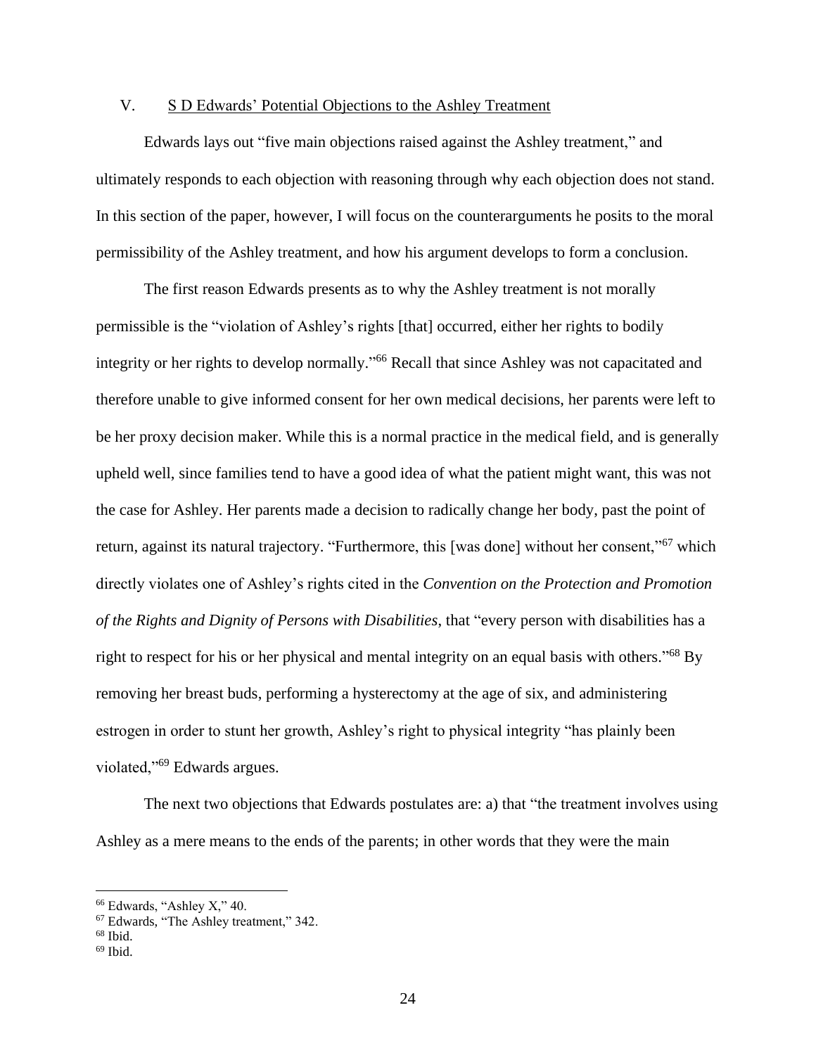## V. S D Edwards' Potential Objections to the Ashley Treatment

Edwards lays out "five main objections raised against the Ashley treatment," and ultimately responds to each objection with reasoning through why each objection does not stand. In this section of the paper, however, I will focus on the counterarguments he posits to the moral permissibility of the Ashley treatment, and how his argument develops to form a conclusion.

The first reason Edwards presents as to why the Ashley treatment is not morally permissible is the "violation of Ashley's rights [that] occurred, either her rights to bodily integrity or her rights to develop normally."[66] Recall that since Ashley was not capacitated and therefore unable to give informed consent for her own medical decisions, her parents were left to be her proxy decision maker. While this is a normal practice in the medical field, and is generally upheld well, since families tend to have a good idea of what the patient might want, this was not the case for Ashley. Her parents made a decision to radically change her body, past the point of return, against its natural trajectory. "Furthermore, this [was done] without her consent,"[67] which directly violates one of Ashley's rights cited in the *Convention on the Protection and Promotion of the Rights and Dignity of Persons with Disabilities*, that "every person with disabilities has a right to respect for his or her physical and mental integrity on an equal basis with others."[68] By removing her breast buds, performing a hysterectomy at the age of six, and administering estrogen in order to stunt her growth, Ashley's right to physical integrity "has plainly been violated,"[69] Edwards argues.

The next two objections that Edwards postulates are: a) that "the treatment involves using Ashley as a mere means to the ends of the parents; in other words that they were the main

---

[66] Edwards, "Ashley X," 40.

[67] Edwards, "The Ashley treatment," 342.

[68] Ibid.

[69] Ibid.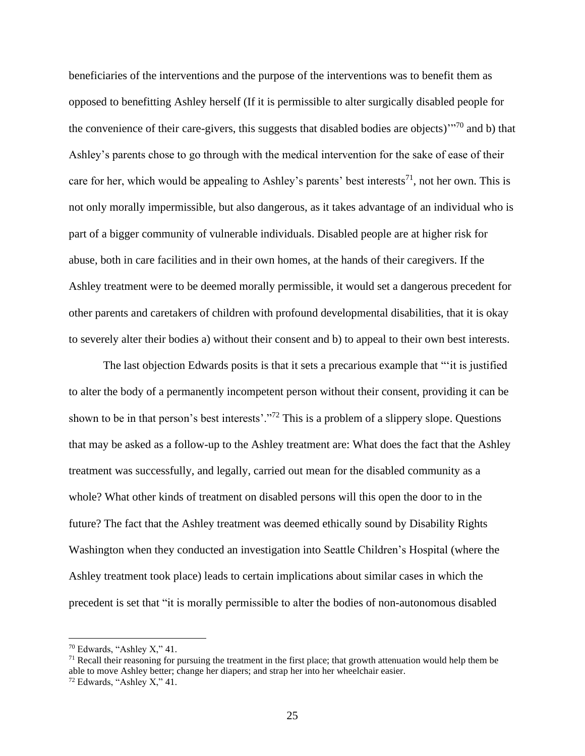beneficiaries of the interventions and the purpose of the interventions was to benefit them as opposed to benefitting Ashley herself (If it is permissible to alter surgically disabled people for the convenience of their care-givers, this suggests that disabled bodies are objects)'"[70] and b) that Ashley's parents chose to go through with the medical intervention for the sake of ease of their care for her, which would be appealing to Ashley's parents' best interests[71], not her own. This is not only morally impermissible, but also dangerous, as it takes advantage of an individual who is part of a bigger community of vulnerable individuals. Disabled people are at higher risk for abuse, both in care facilities and in their own homes, at the hands of their caregivers. If the Ashley treatment were to be deemed morally permissible, it would set a dangerous precedent for other parents and caretakers of children with profound developmental disabilities, that it is okay to severely alter their bodies a) without their consent and b) to appeal to their own best interests.

The last objection Edwards posits is that it sets a precarious example that "'it is justified to alter the body of a permanently incompetent person without their consent, providing it can be shown to be in that person's best interests'."[72] This is a problem of a slippery slope. Questions that may be asked as a follow-up to the Ashley treatment are: What does the fact that the Ashley treatment was successfully, and legally, carried out mean for the disabled community as a whole? What other kinds of treatment on disabled persons will this open the door to in the future? The fact that the Ashley treatment was deemed ethically sound by Disability Rights Washington when they conducted an investigation into Seattle Children's Hospital (where the Ashley treatment took place) leads to certain implications about similar cases in which the precedent is set that "it is morally permissible to alter the bodies of non-autonomous disabled

[70] Edwards, "Ashley X," 41.

[71] Recall their reasoning for pursuing the treatment in the first place; that growth attenuation would help them be able to move Ashley better; change her diapers; and strap her into her wheelchair easier.

[72] Edwards, "Ashley X," 41.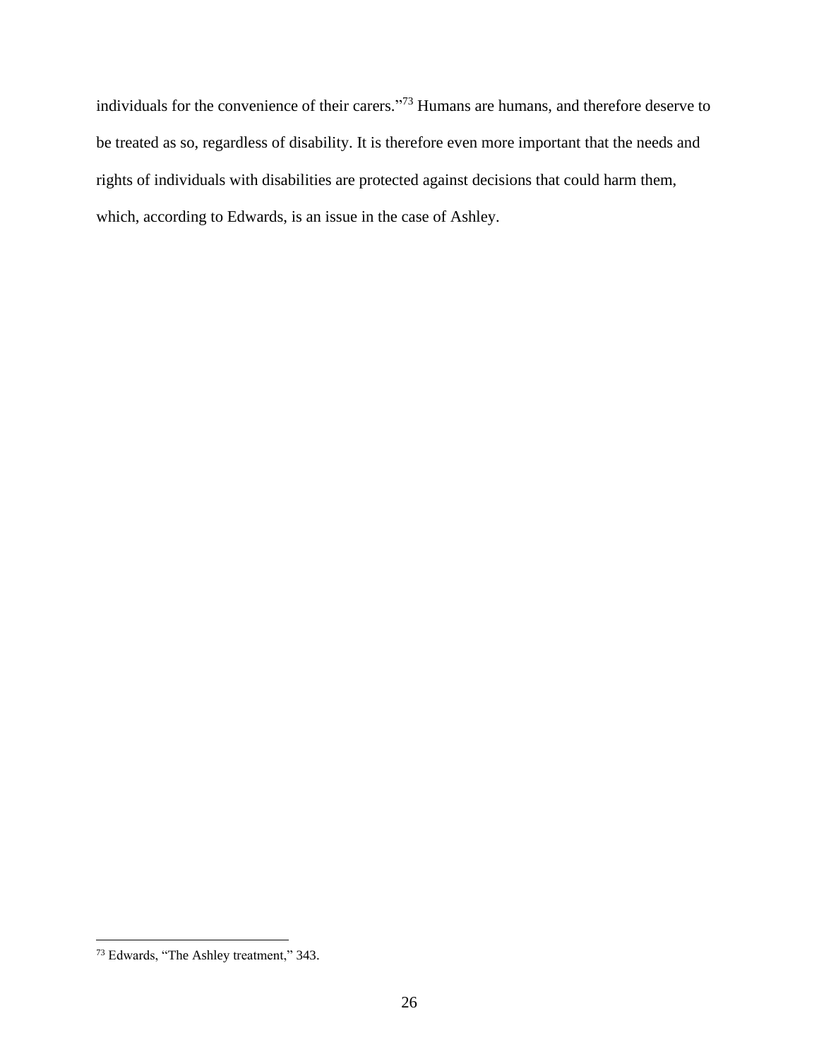individuals for the convenience of their carers."[73] Humans are humans, and therefore deserve to be treated as so, regardless of disability. It is therefore even more important that the needs and rights of individuals with disabilities are protected against decisions that could harm them, which, according to Edwards, is an issue in the case of Ashley.

[73] Edwards, "The Ashley treatment," 343.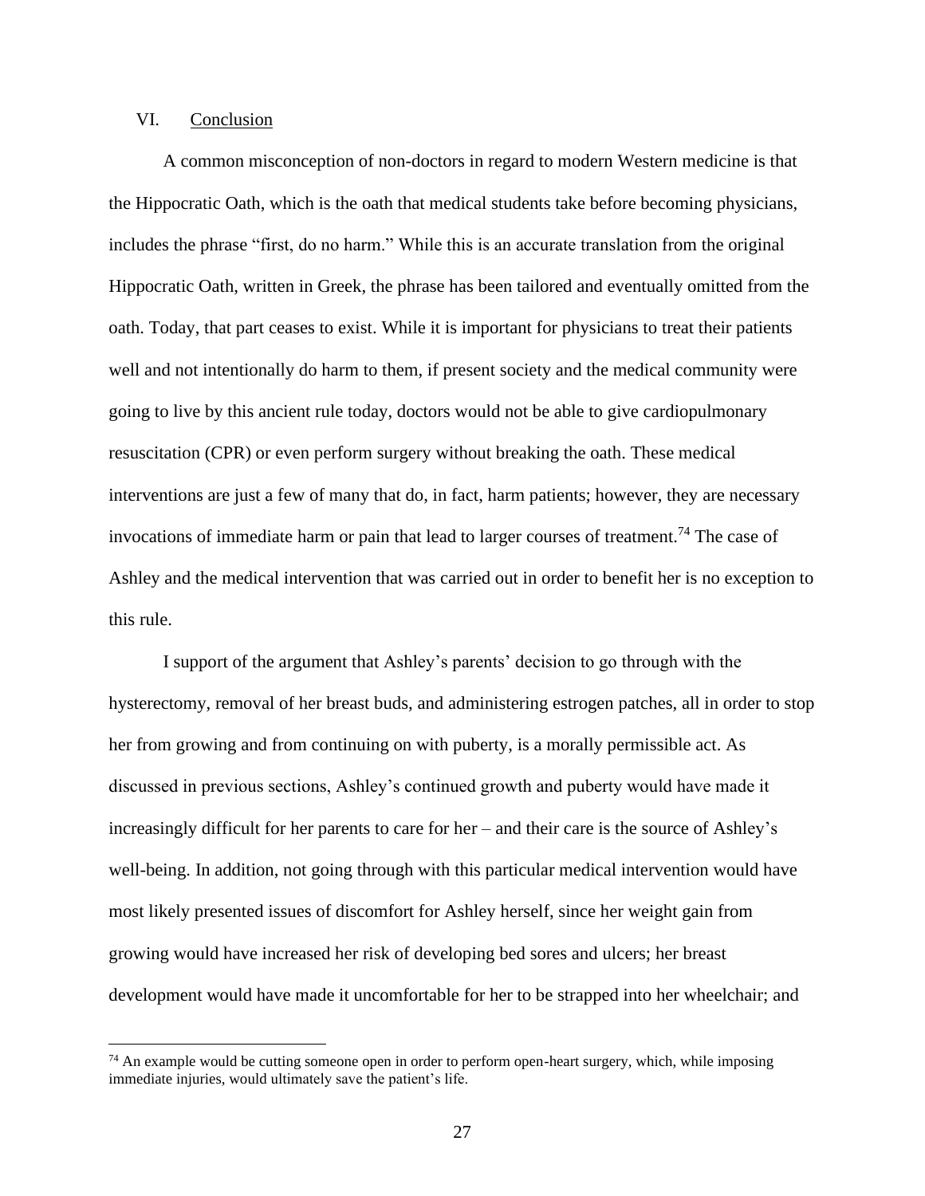## VI. Conclusion

A common misconception of non-doctors in regard to modern Western medicine is that the Hippocratic Oath, which is the oath that medical students take before becoming physicians, includes the phrase "first, do no harm." While this is an accurate translation from the original Hippocratic Oath, written in Greek, the phrase has been tailored and eventually omitted from the oath. Today, that part ceases to exist. While it is important for physicians to treat their patients well and not intentionally do harm to them, if present society and the medical community were going to live by this ancient rule today, doctors would not be able to give cardiopulmonary resuscitation (CPR) or even perform surgery without breaking the oath. These medical interventions are just a few of many that do, in fact, harm patients; however, they are necessary invocations of immediate harm or pain that lead to larger courses of treatment.[74] The case of Ashley and the medical intervention that was carried out in order to benefit her is no exception to this rule.

I support of the argument that Ashley's parents' decision to go through with the hysterectomy, removal of her breast buds, and administering estrogen patches, all in order to stop her from growing and from continuing on with puberty, is a morally permissible act. As discussed in previous sections, Ashley's continued growth and puberty would have made it increasingly difficult for her parents to care for her – and their care is the source of Ashley's well-being. In addition, not going through with this particular medical intervention would have most likely presented issues of discomfort for Ashley herself, since her weight gain from growing would have increased her risk of developing bed sores and ulcers; her breast development would have made it uncomfortable for her to be strapped into her wheelchair; and

---

[74] An example would be cutting someone open in order to perform open-heart surgery, which, while imposing immediate injuries, would ultimately save the patient's life.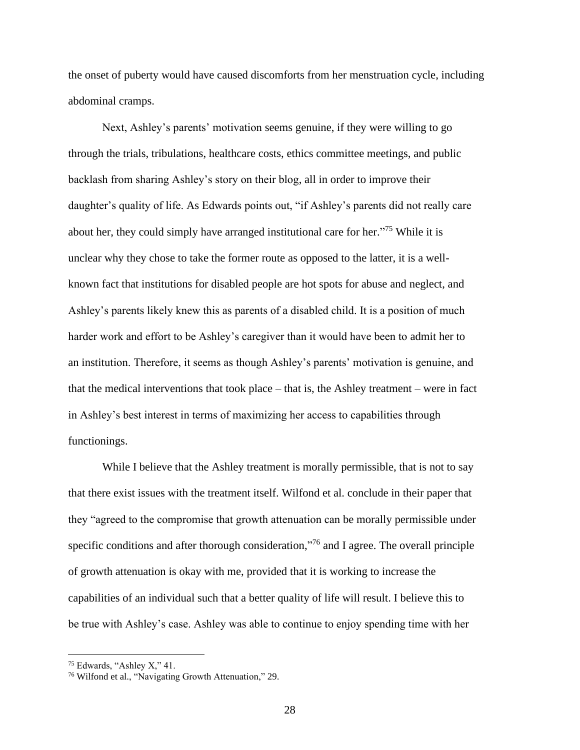the onset of puberty would have caused discomforts from her menstruation cycle, including abdominal cramps.

Next, Ashley's parents' motivation seems genuine, if they were willing to go through the trials, tribulations, healthcare costs, ethics committee meetings, and public backlash from sharing Ashley's story on their blog, all in order to improve their daughter's quality of life. As Edwards points out, "if Ashley's parents did not really care about her, they could simply have arranged institutional care for her."[75] While it is unclear why they chose to take the former route as opposed to the latter, it is a well-known fact that institutions for disabled people are hot spots for abuse and neglect, and Ashley's parents likely knew this as parents of a disabled child. It is a position of much harder work and effort to be Ashley's caregiver than it would have been to admit her to an institution. Therefore, it seems as though Ashley's parents' motivation is genuine, and that the medical interventions that took place – that is, the Ashley treatment – were in fact in Ashley's best interest in terms of maximizing her access to capabilities through functionings.

While I believe that the Ashley treatment is morally permissible, that is not to say that there exist issues with the treatment itself. Wilfond et al. conclude in their paper that they "agreed to the compromise that growth attenuation can be morally permissible under specific conditions and after thorough consideration,"[76] and I agree. The overall principle of growth attenuation is okay with me, provided that it is working to increase the capabilities of an individual such that a better quality of life will result. I believe this to be true with Ashley's case. Ashley was able to continue to enjoy spending time with her

---

[75] Edwards, "Ashley X," 41.
[76] Wilfond et al., "Navigating Growth Attenuation," 29.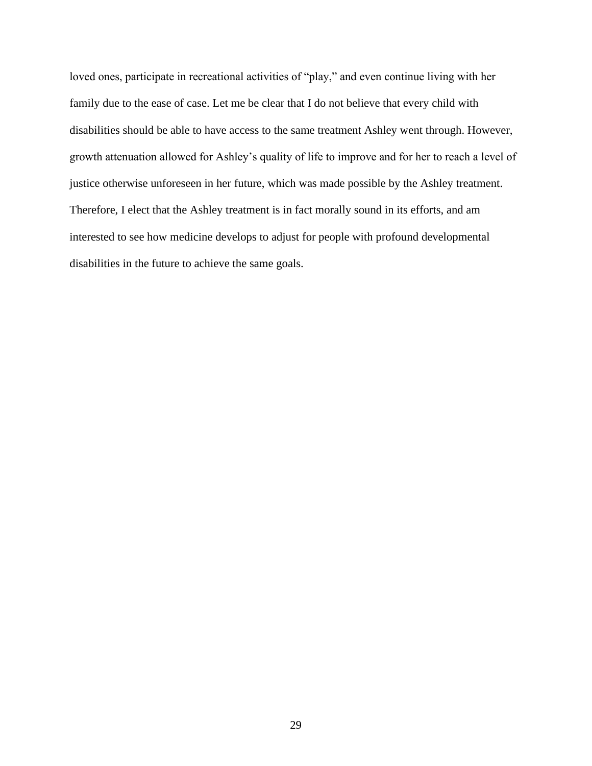loved ones, participate in recreational activities of "play," and even continue living with her family due to the ease of case. Let me be clear that I do not believe that every child with disabilities should be able to have access to the same treatment Ashley went through. However, growth attenuation allowed for Ashley's quality of life to improve and for her to reach a level of justice otherwise unforeseen in her future, which was made possible by the Ashley treatment. Therefore, I elect that the Ashley treatment is in fact morally sound in its efforts, and am interested to see how medicine develops to adjust for people with profound developmental disabilities in the future to achieve the same goals.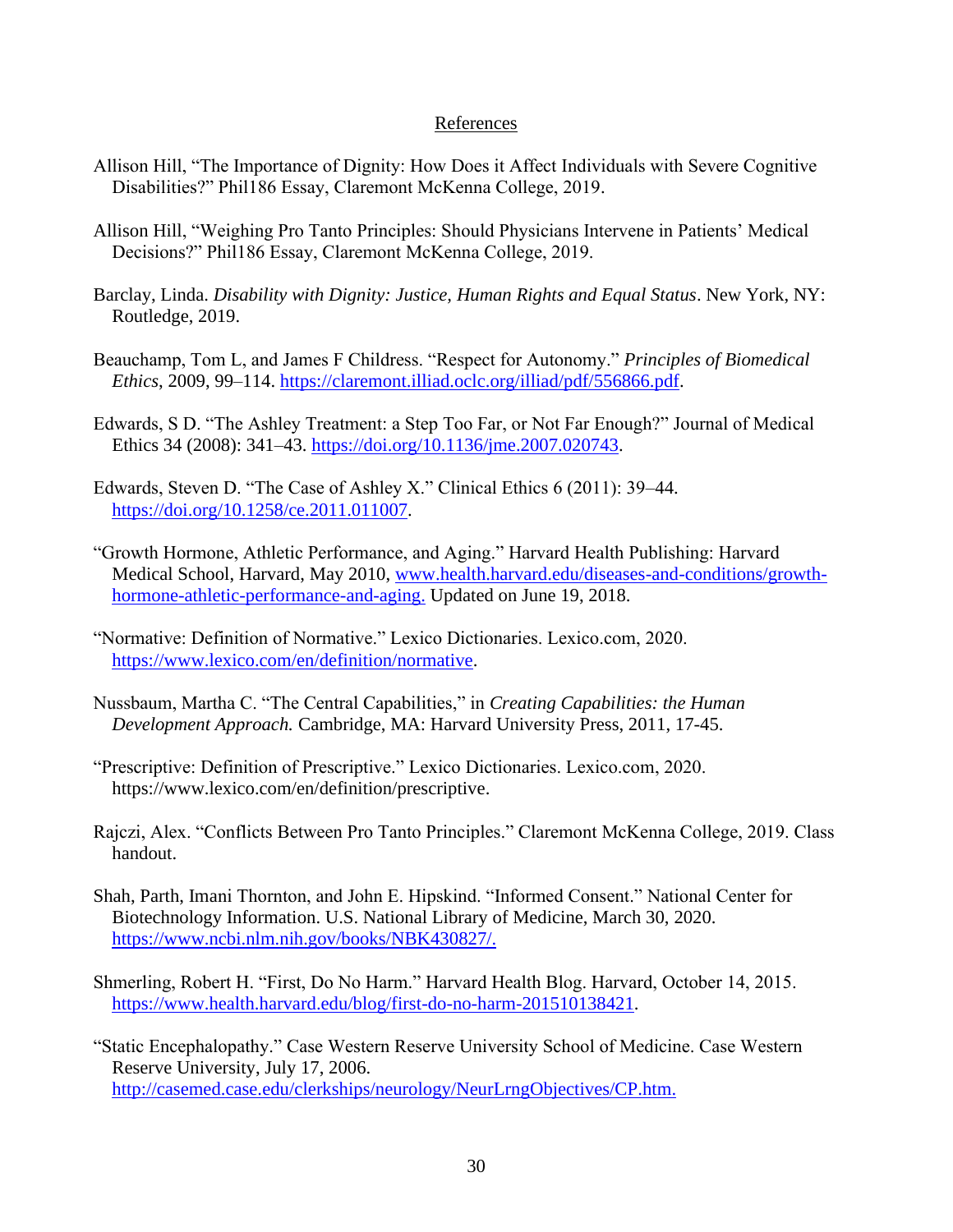## References

Allison Hill, "The Importance of Dignity: How Does it Affect Individuals with Severe Cognitive Disabilities?" Phil186 Essay, Claremont McKenna College, 2019.

Allison Hill, "Weighing Pro Tanto Principles: Should Physicians Intervene in Patients' Medical Decisions?" Phil186 Essay, Claremont McKenna College, 2019.

Barclay, Linda. *Disability with Dignity: Justice, Human Rights and Equal Status*. New York, NY: Routledge, 2019.

Beauchamp, Tom L, and James F Childress. "Respect for Autonomy." *Principles of Biomedical Ethics*, 2009, 99–114. https://claremont.illiad.oclc.org/illiad/pdf/556866.pdf.

Edwards, S D. "The Ashley Treatment: a Step Too Far, or Not Far Enough?" Journal of Medical Ethics 34 (2008): 341–43. https://doi.org/10.1136/jme.2007.020743.

Edwards, Steven D. "The Case of Ashley X." Clinical Ethics 6 (2011): 39–44. https://doi.org/10.1258/ce.2011.011007.

"Growth Hormone, Athletic Performance, and Aging." Harvard Health Publishing: Harvard Medical School, Harvard, May 2010, www.health.harvard.edu/diseases-and-conditions/growth-hormone-athletic-performance-and-aging. Updated on June 19, 2018.

"Normative: Definition of Normative." Lexico Dictionaries. Lexico.com, 2020. https://www.lexico.com/en/definition/normative.

Nussbaum, Martha C. "The Central Capabilities," in *Creating Capabilities: the Human Development Approach.* Cambridge, MA: Harvard University Press, 2011, 17-45.

"Prescriptive: Definition of Prescriptive." Lexico Dictionaries. Lexico.com, 2020. https://www.lexico.com/en/definition/prescriptive.

Rajczi, Alex. "Conflicts Between Pro Tanto Principles." Claremont McKenna College, 2019. Class handout.

Shah, Parth, Imani Thornton, and John E. Hipskind. "Informed Consent." National Center for Biotechnology Information. U.S. National Library of Medicine, March 30, 2020. https://www.ncbi.nlm.nih.gov/books/NBK430827/.

Shmerling, Robert H. "First, Do No Harm." Harvard Health Blog. Harvard, October 14, 2015. https://www.health.harvard.edu/blog/first-do-no-harm-201510138421.

"Static Encephalopathy." Case Western Reserve University School of Medicine. Case Western Reserve University, July 17, 2006. http://casemed.case.edu/clerkships/neurology/NeurLrngObjectives/CP.htm.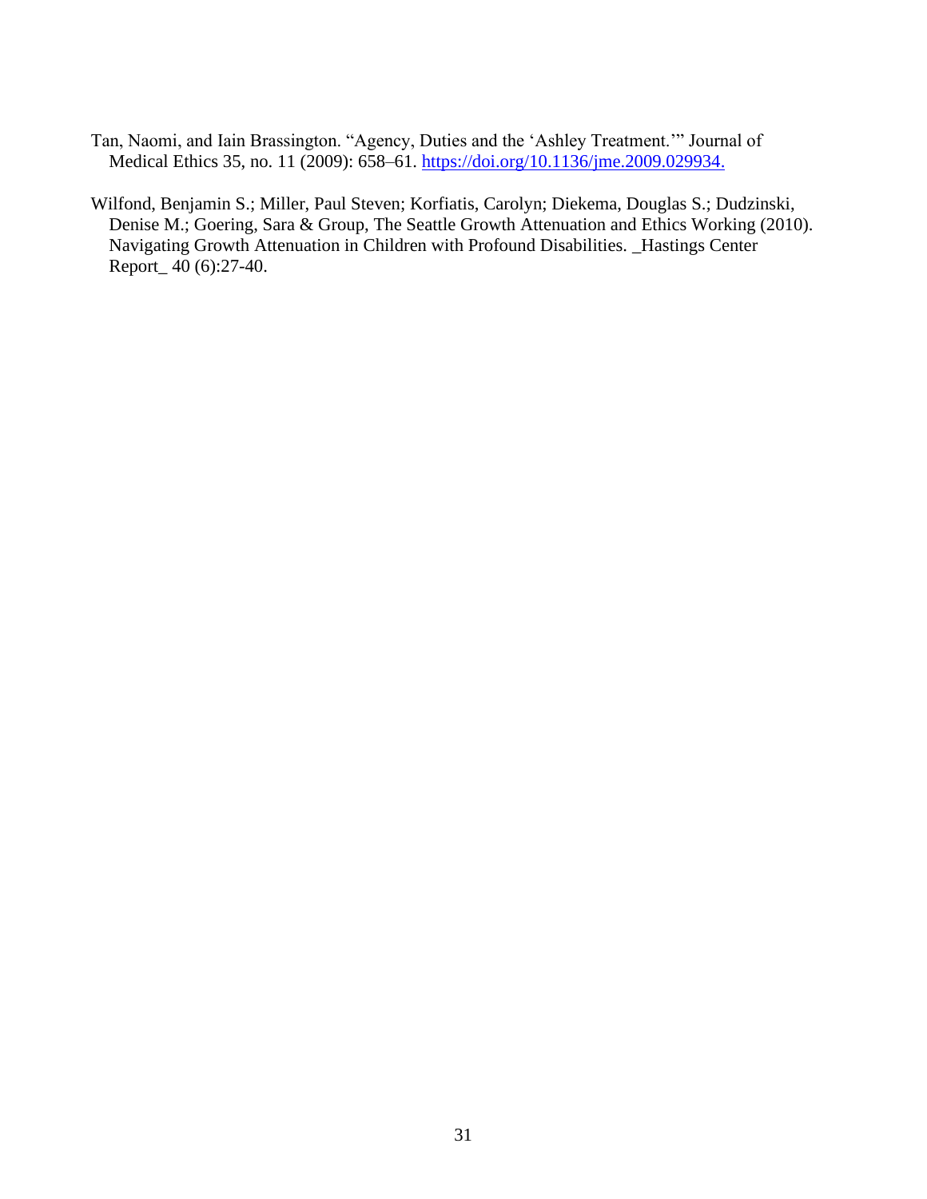Tan, Naomi, and Iain Brassington. “Agency, Duties and the ‘Ashley Treatment.’” Journal of Medical Ethics 35, no. 11 (2009): 658–61. https://doi.org/10.1136/jme.2009.029934.

Wilfond, Benjamin S.; Miller, Paul Steven; Korfiatis, Carolyn; Diekema, Douglas S.; Dudzinski, Denise M.; Goering, Sara & Group, The Seattle Growth Attenuation and Ethics Working (2010). Navigating Growth Attenuation in Children with Profound Disabilities. _Hastings Center Report_ 40 (6):27-40.